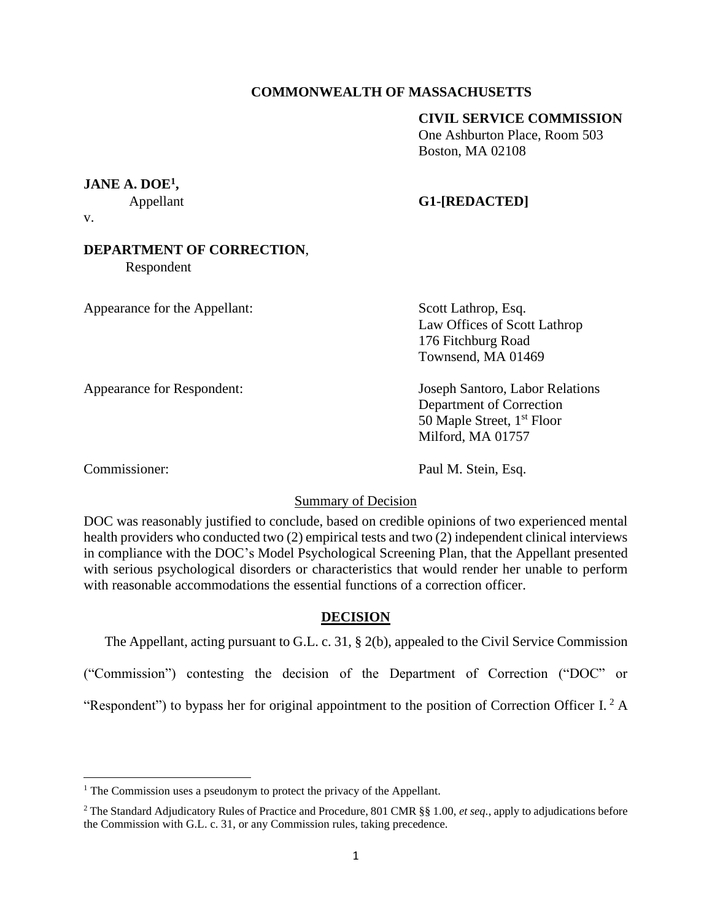**COMMONWEALTH OF MASSACHUSETTS**

**CIVIL SERVICE COMMISSION**
One Ashburton Place, Room 503
Boston, MA 02108

**JANE A. DOE[1],**
Appellant

v.

**G1-[REDACTED]**

**DEPARTMENT OF CORRECTION**,
Respondent

Appearance for the Appellant: Scott Lathrop, Esq.
Law Offices of Scott Lathrop
176 Fitchburg Road
Townsend, MA 01469

Appearance for Respondent: Joseph Santoro, Labor Relations
Department of Correction
50 Maple Street, 1st Floor
Milford, MA 01757

Commissioner: Paul M. Stein, Esq.

Summary of Decision

DOC was reasonably justified to conclude, based on credible opinions of two experienced mental health providers who conducted two (2) empirical tests and two (2) independent clinical interviews in compliance with the DOC's Model Psychological Screening Plan, that the Appellant presented with serious psychological disorders or characteristics that would render her unable to perform with reasonable accommodations the essential functions of a correction officer.

## DECISION

The Appellant, acting pursuant to G.L. c. 31, § 2(b), appealed to the Civil Service Commission ("Commission") contesting the decision of the Department of Correction ("DOC" or "Respondent") to bypass her for original appointment to the position of Correction Officer I. [2] A

---

[1] The Commission uses a pseudonym to protect the privacy of the Appellant.

[2] The Standard Adjudicatory Rules of Practice and Procedure, 801 CMR §§ 1.00, *et seq.*, apply to adjudications before the Commission with G.L. c. 31, or any Commission rules, taking precedence.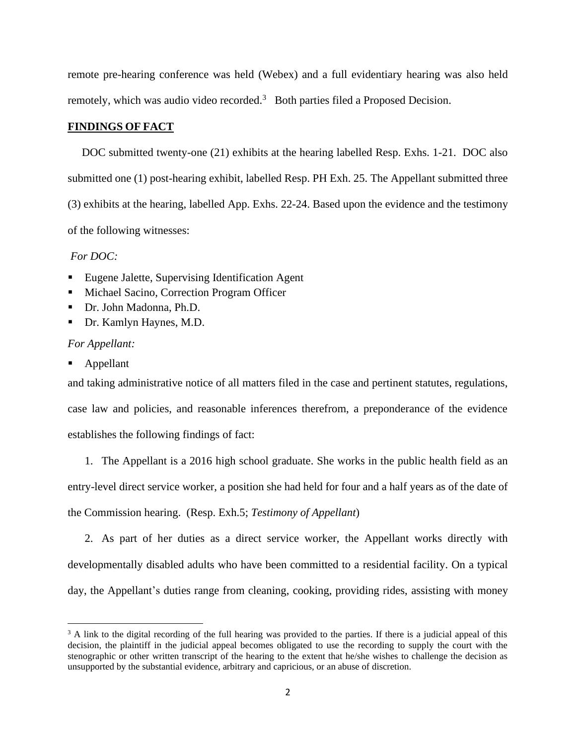remote pre-hearing conference was held (Webex) and a full evidentiary hearing was also held remotely, which was audio video recorded.[3] Both parties filed a Proposed Decision.

## FINDINGS OF FACT

DOC submitted twenty-one (21) exhibits at the hearing labelled Resp. Exhs. 1-21. DOC also submitted one (1) post-hearing exhibit, labelled Resp. PH Exh. 25. The Appellant submitted three (3) exhibits at the hearing, labelled App. Exhs. 22-24. Based upon the evidence and the testimony of the following witnesses:

*For DOC:*

- Eugene Jalette, Supervising Identification Agent
- Michael Sacino, Correction Program Officer
- Dr. John Madonna, Ph.D.
- Dr. Kamlyn Haynes, M.D.

*For Appellant:*

- Appellant

and taking administrative notice of all matters filed in the case and pertinent statutes, regulations, case law and policies, and reasonable inferences therefrom, a preponderance of the evidence establishes the following findings of fact:

1. The Appellant is a 2016 high school graduate. She works in the public health field as an entry-level direct service worker, a position she had held for four and a half years as of the date of the Commission hearing. (Resp. Exh.5; *Testimony of Appellant*)

2. As part of her duties as a direct service worker, the Appellant works directly with developmentally disabled adults who have been committed to a residential facility. On a typical day, the Appellant's duties range from cleaning, cooking, providing rides, assisting with money

[3] A link to the digital recording of the full hearing was provided to the parties. If there is a judicial appeal of this decision, the plaintiff in the judicial appeal becomes obligated to use the recording to supply the court with the stenographic or other written transcript of the hearing to the extent that he/she wishes to challenge the decision as unsupported by the substantial evidence, arbitrary and capricious, or an abuse of discretion.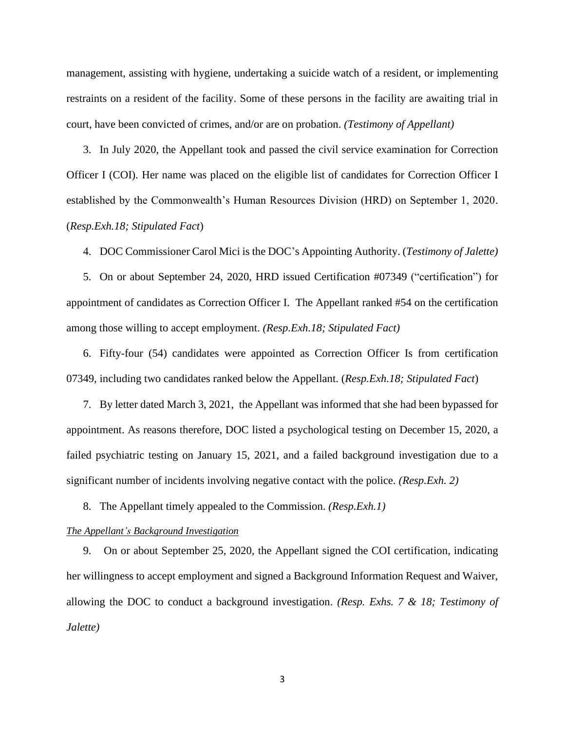management, assisting with hygiene, undertaking a suicide watch of a resident, or implementing restraints on a resident of the facility. Some of these persons in the facility are awaiting trial in court, have been convicted of crimes, and/or are on probation. *(Testimony of Appellant)*

3. In July 2020, the Appellant took and passed the civil service examination for Correction Officer I (COI). Her name was placed on the eligible list of candidates for Correction Officer I established by the Commonwealth's Human Resources Division (HRD) on September 1, 2020. (*Resp.Exh.18; Stipulated Fact*)

4. DOC Commissioner Carol Mici is the DOC's Appointing Authority. (*Testimony of Jalette)*

5. On or about September 24, 2020, HRD issued Certification #07349 ("certification") for appointment of candidates as Correction Officer I. The Appellant ranked #54 on the certification among those willing to accept employment. *(Resp.Exh.18; Stipulated Fact)*

6. Fifty-four (54) candidates were appointed as Correction Officer Is from certification 07349, including two candidates ranked below the Appellant. (*Resp.Exh.18; Stipulated Fact*)

7. By letter dated March 3, 2021, the Appellant was informed that she had been bypassed for appointment. As reasons therefore, DOC listed a psychological testing on December 15, 2020, a failed psychiatric testing on January 15, 2021, and a failed background investigation due to a significant number of incidents involving negative contact with the police. *(Resp.Exh. 2)*

8. The Appellant timely appealed to the Commission. *(Resp.Exh.1)*

*The Appellant's Background Investigation*

9. On or about September 25, 2020, the Appellant signed the COI certification, indicating her willingness to accept employment and signed a Background Information Request and Waiver, allowing the DOC to conduct a background investigation. *(Resp. Exhs. 7 & 18; Testimony of Jalette)*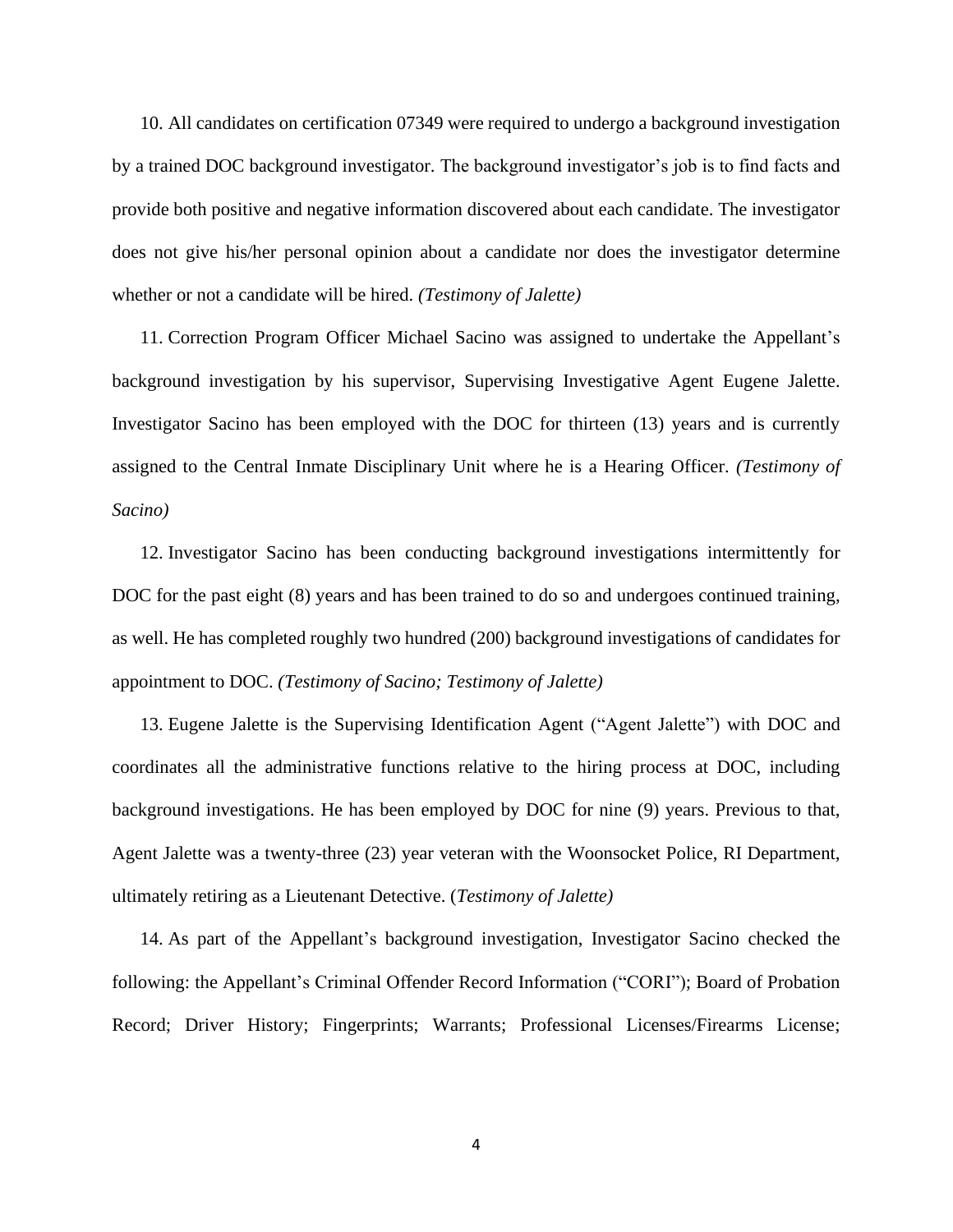10. All candidates on certification 07349 were required to undergo a background investigation by a trained DOC background investigator. The background investigator's job is to find facts and provide both positive and negative information discovered about each candidate. The investigator does not give his/her personal opinion about a candidate nor does the investigator determine whether or not a candidate will be hired. *(Testimony of Jalette)*

11. Correction Program Officer Michael Sacino was assigned to undertake the Appellant's background investigation by his supervisor, Supervising Investigative Agent Eugene Jalette. Investigator Sacino has been employed with the DOC for thirteen (13) years and is currently assigned to the Central Inmate Disciplinary Unit where he is a Hearing Officer. *(Testimony of Sacino)*

12. Investigator Sacino has been conducting background investigations intermittently for DOC for the past eight (8) years and has been trained to do so and undergoes continued training, as well. He has completed roughly two hundred (200) background investigations of candidates for appointment to DOC. *(Testimony of Sacino; Testimony of Jalette)*

13. Eugene Jalette is the Supervising Identification Agent ("Agent Jalette") with DOC and coordinates all the administrative functions relative to the hiring process at DOC, including background investigations. He has been employed by DOC for nine (9) years. Previous to that, Agent Jalette was a twenty-three (23) year veteran with the Woonsocket Police, RI Department, ultimately retiring as a Lieutenant Detective. (*Testimony of Jalette)*

14. As part of the Appellant's background investigation, Investigator Sacino checked the following: the Appellant's Criminal Offender Record Information ("CORI"); Board of Probation Record; Driver History; Fingerprints; Warrants; Professional Licenses/Firearms License;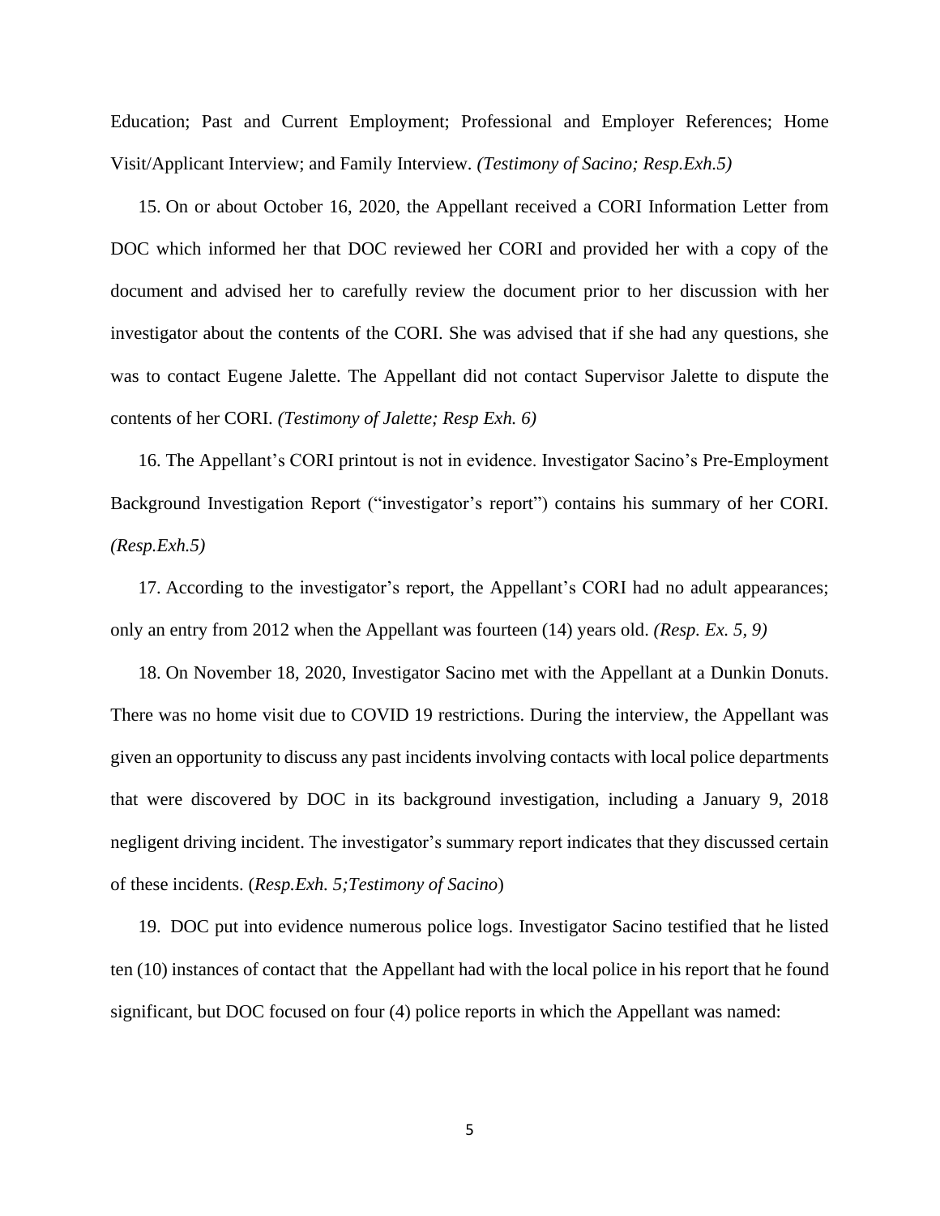Education; Past and Current Employment; Professional and Employer References; Home Visit/Applicant Interview; and Family Interview. *(Testimony of Sacino; Resp.Exh.5)*

15. On or about October 16, 2020, the Appellant received a CORI Information Letter from DOC which informed her that DOC reviewed her CORI and provided her with a copy of the document and advised her to carefully review the document prior to her discussion with her investigator about the contents of the CORI. She was advised that if she had any questions, she was to contact Eugene Jalette. The Appellant did not contact Supervisor Jalette to dispute the contents of her CORI. *(Testimony of Jalette; Resp Exh. 6)*

16. The Appellant's CORI printout is not in evidence. Investigator Sacino's Pre-Employment Background Investigation Report ("investigator's report") contains his summary of her CORI. *(Resp.Exh.5)*

17. According to the investigator's report, the Appellant's CORI had no adult appearances; only an entry from 2012 when the Appellant was fourteen (14) years old. *(Resp. Ex. 5, 9)*

18. On November 18, 2020, Investigator Sacino met with the Appellant at a Dunkin Donuts. There was no home visit due to COVID 19 restrictions. During the interview, the Appellant was given an opportunity to discuss any past incidents involving contacts with local police departments that were discovered by DOC in its background investigation, including a January 9, 2018 negligent driving incident. The investigator's summary report indicates that they discussed certain of these incidents. (*Resp.Exh. 5;Testimony of Sacino*)

19. DOC put into evidence numerous police logs. Investigator Sacino testified that he listed ten (10) instances of contact that the Appellant had with the local police in his report that he found significant, but DOC focused on four (4) police reports in which the Appellant was named: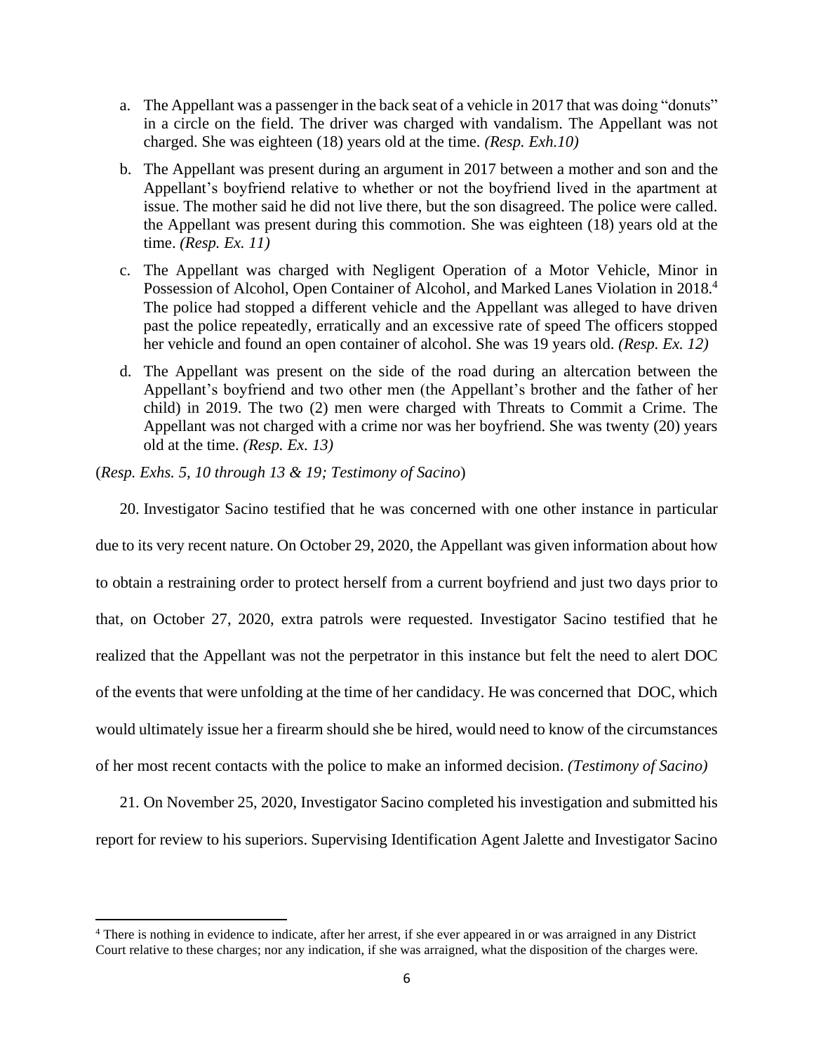a. The Appellant was a passenger in the back seat of a vehicle in 2017 that was doing "donuts" in a circle on the field. The driver was charged with vandalism. The Appellant was not charged. She was eighteen (18) years old at the time. *(Resp. Exh.10)*

b. The Appellant was present during an argument in 2017 between a mother and son and the Appellant's boyfriend relative to whether or not the boyfriend lived in the apartment at issue. The mother said he did not live there, but the son disagreed. The police were called. the Appellant was present during this commotion. She was eighteen (18) years old at the time. *(Resp. Ex. 11)*

c. The Appellant was charged with Negligent Operation of a Motor Vehicle, Minor in Possession of Alcohol, Open Container of Alcohol, and Marked Lanes Violation in 2018.[4] The police had stopped a different vehicle and the Appellant was alleged to have driven past the police repeatedly, erratically and an excessive rate of speed The officers stopped her vehicle and found an open container of alcohol. She was 19 years old. *(Resp. Ex. 12)*

d. The Appellant was present on the side of the road during an altercation between the Appellant's boyfriend and two other men (the Appellant's brother and the father of her child) in 2019. The two (2) men were charged with Threats to Commit a Crime. The Appellant was not charged with a crime nor was her boyfriend. She was twenty (20) years old at the time. *(Resp. Ex. 13)*

(*Resp. Exhs. 5, 10 through 13 & 19; Testimony of Sacino*)

20. Investigator Sacino testified that he was concerned with one other instance in particular due to its very recent nature. On October 29, 2020, the Appellant was given information about how to obtain a restraining order to protect herself from a current boyfriend and just two days prior to that, on October 27, 2020, extra patrols were requested. Investigator Sacino testified that he realized that the Appellant was not the perpetrator in this instance but felt the need to alert DOC of the events that were unfolding at the time of her candidacy. He was concerned that DOC, which would ultimately issue her a firearm should she be hired, would need to know of the circumstances of her most recent contacts with the police to make an informed decision. *(Testimony of Sacino)*

21. On November 25, 2020, Investigator Sacino completed his investigation and submitted his report for review to his superiors. Supervising Identification Agent Jalette and Investigator Sacino

[4] There is nothing in evidence to indicate, after her arrest, if she ever appeared in or was arraigned in any District Court relative to these charges; nor any indication, if she was arraigned, what the disposition of the charges were.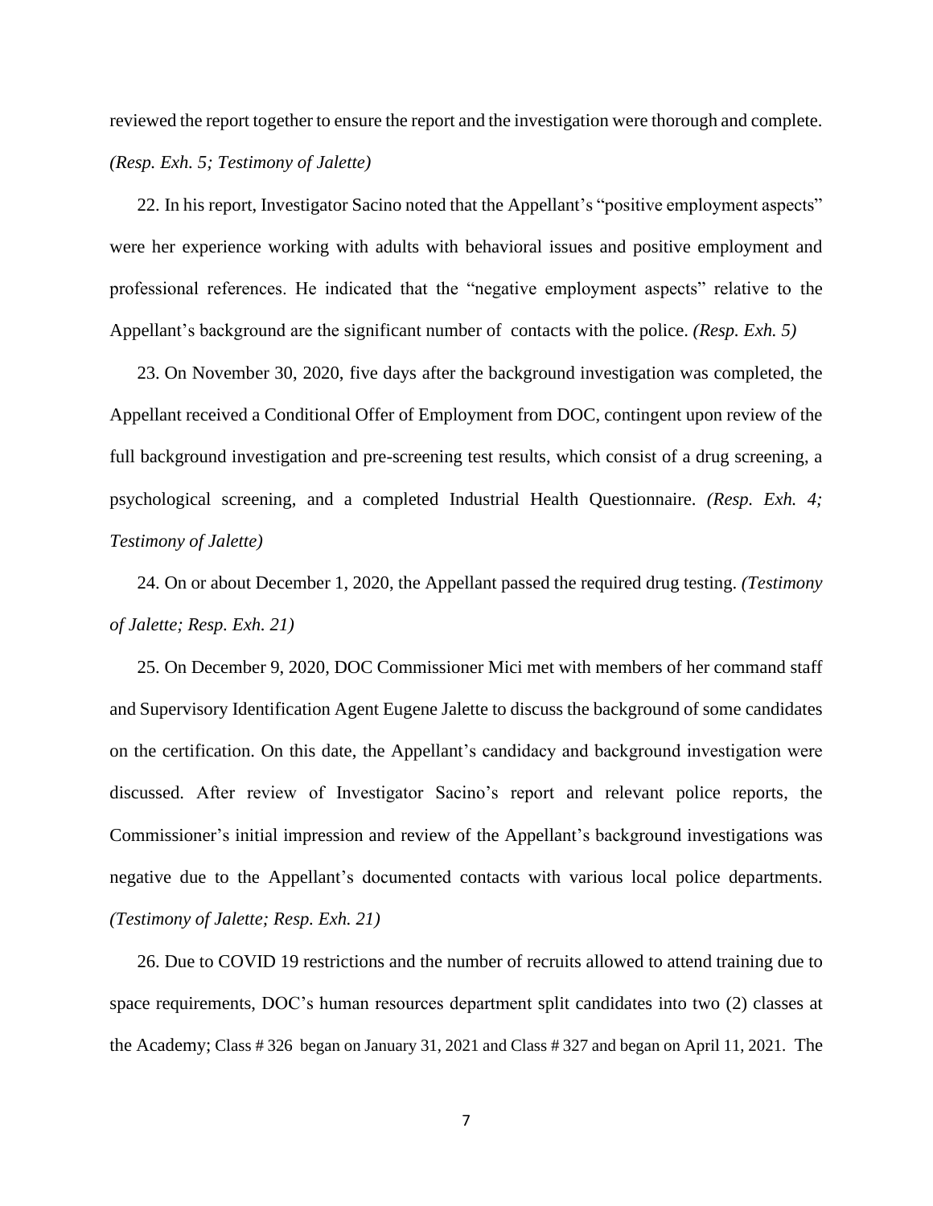reviewed the report together to ensure the report and the investigation were thorough and complete. *(Resp. Exh. 5; Testimony of Jalette)*

22. In his report, Investigator Sacino noted that the Appellant's "positive employment aspects" were her experience working with adults with behavioral issues and positive employment and professional references. He indicated that the "negative employment aspects" relative to the Appellant's background are the significant number of contacts with the police. *(Resp. Exh. 5)*

23. On November 30, 2020, five days after the background investigation was completed, the Appellant received a Conditional Offer of Employment from DOC, contingent upon review of the full background investigation and pre-screening test results, which consist of a drug screening, a psychological screening, and a completed Industrial Health Questionnaire. *(Resp. Exh. 4; Testimony of Jalette)*

24. On or about December 1, 2020, the Appellant passed the required drug testing. *(Testimony of Jalette; Resp. Exh. 21)*

25. On December 9, 2020, DOC Commissioner Mici met with members of her command staff and Supervisory Identification Agent Eugene Jalette to discuss the background of some candidates on the certification. On this date, the Appellant's candidacy and background investigation were discussed. After review of Investigator Sacino's report and relevant police reports, the Commissioner's initial impression and review of the Appellant's background investigations was negative due to the Appellant's documented contacts with various local police departments. *(Testimony of Jalette; Resp. Exh. 21)*

26. Due to COVID 19 restrictions and the number of recruits allowed to attend training due to space requirements, DOC's human resources department split candidates into two (2) classes at the Academy; Class # 326 began on January 31, 2021 and Class # 327 and began on April 11, 2021. The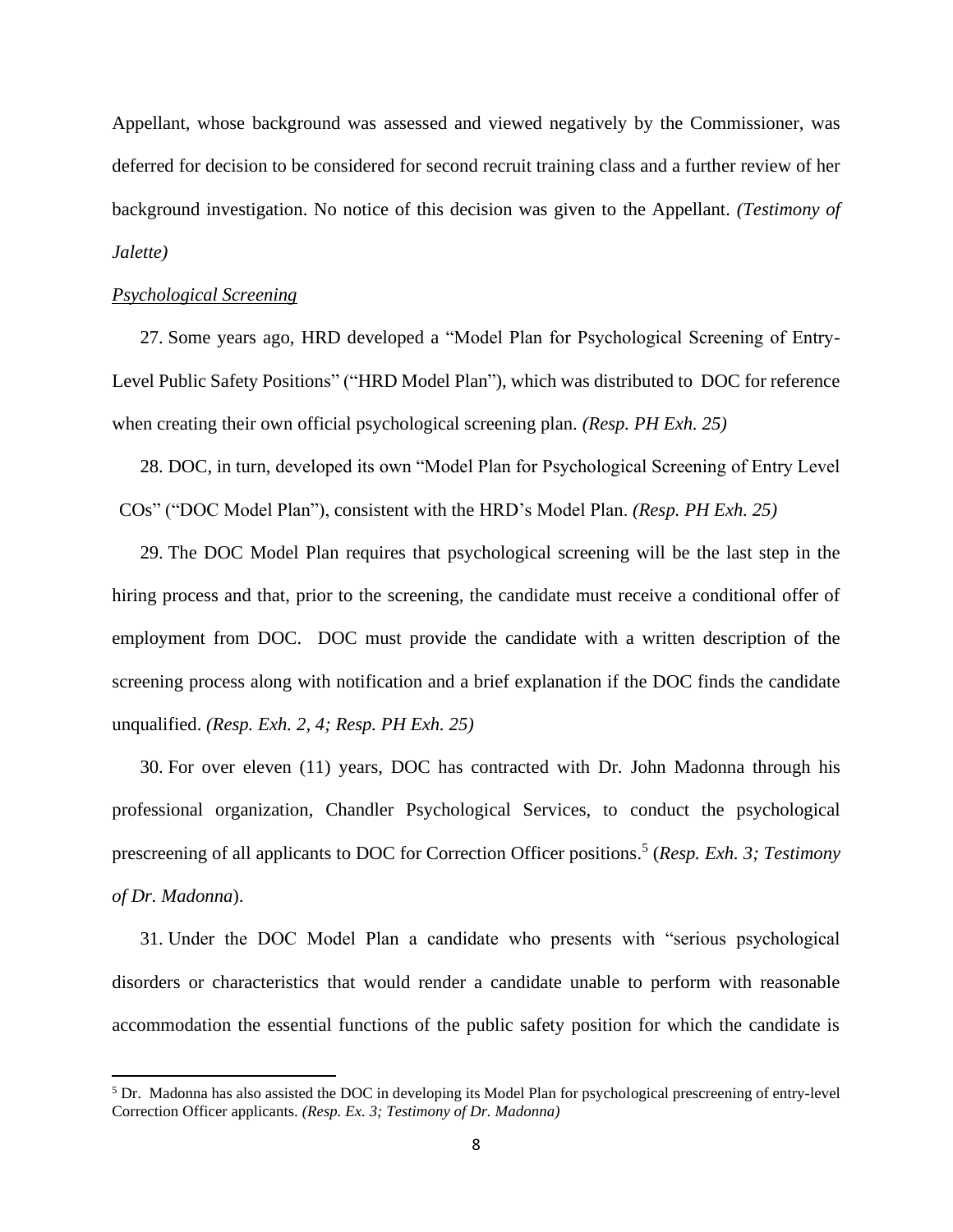Appellant, whose background was assessed and viewed negatively by the Commissioner, was deferred for decision to be considered for second recruit training class and a further review of her background investigation. No notice of this decision was given to the Appellant. *(Testimony of Jalette)*

*Psychological Screening*

27. Some years ago, HRD developed a "Model Plan for Psychological Screening of Entry-Level Public Safety Positions" ("HRD Model Plan"), which was distributed to DOC for reference when creating their own official psychological screening plan. *(Resp. PH Exh. 25)*

28. DOC, in turn, developed its own "Model Plan for Psychological Screening of Entry Level COs" ("DOC Model Plan"), consistent with the HRD's Model Plan. *(Resp. PH Exh. 25)*

29. The DOC Model Plan requires that psychological screening will be the last step in the hiring process and that, prior to the screening, the candidate must receive a conditional offer of employment from DOC. DOC must provide the candidate with a written description of the screening process along with notification and a brief explanation if the DOC finds the candidate unqualified. *(Resp. Exh. 2, 4; Resp. PH Exh. 25)*

30. For over eleven (11) years, DOC has contracted with Dr. John Madonna through his professional organization, Chandler Psychological Services, to conduct the psychological prescreening of all applicants to DOC for Correction Officer positions.[5] (*Resp. Exh. 3; Testimony of Dr. Madonna*).

31. Under the DOC Model Plan a candidate who presents with "serious psychological disorders or characteristics that would render a candidate unable to perform with reasonable accommodation the essential functions of the public safety position for which the candidate is

[5] Dr. Madonna has also assisted the DOC in developing its Model Plan for psychological prescreening of entry-level Correction Officer applicants. *(Resp. Ex. 3; Testimony of Dr. Madonna)*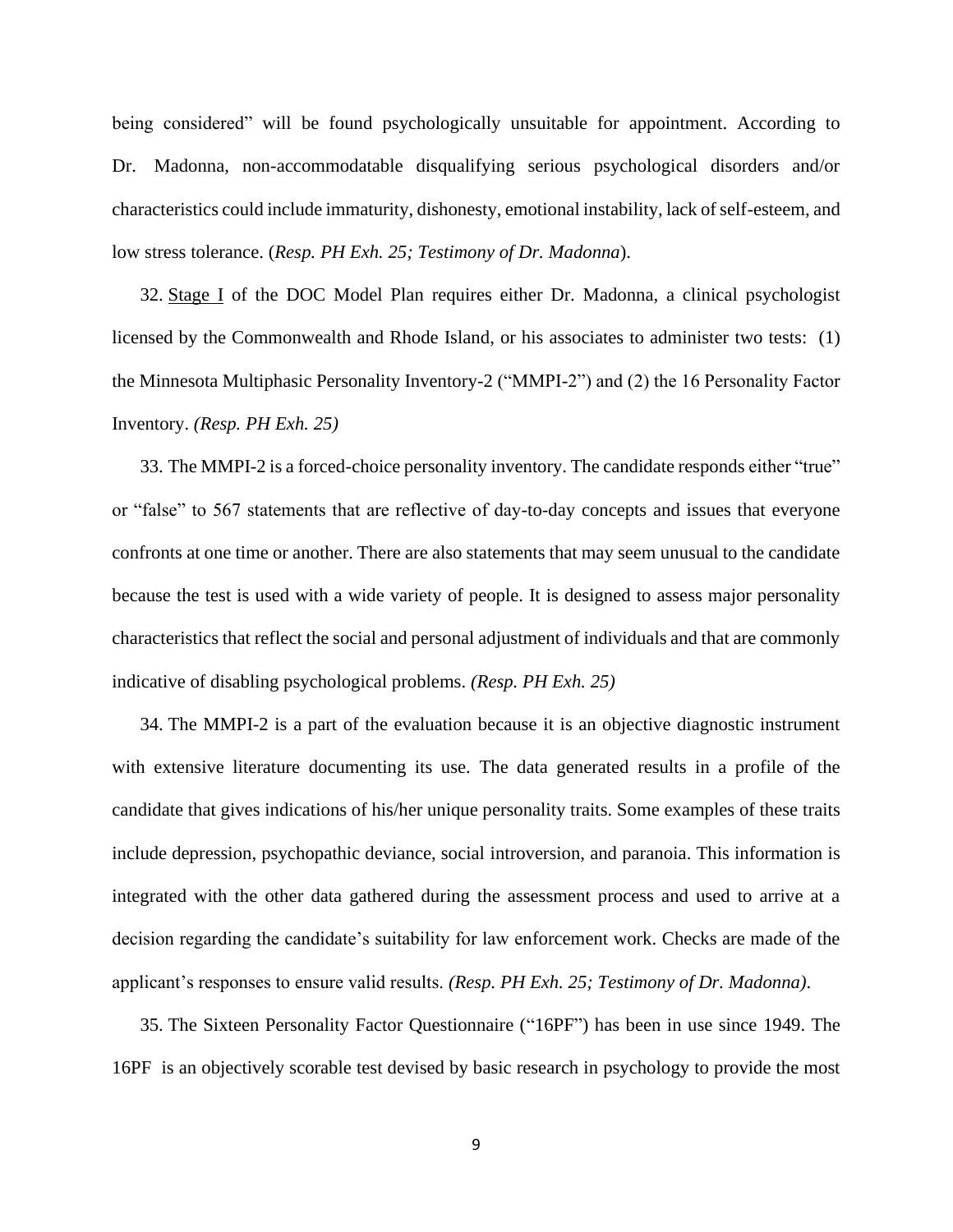being considered" will be found psychologically unsuitable for appointment. According to Dr. Madonna, non-accommodatable disqualifying serious psychological disorders and/or characteristics could include immaturity, dishonesty, emotional instability, lack of self-esteem, and low stress tolerance. (*Resp. PH Exh. 25; Testimony of Dr. Madonna*).

32. Stage I of the DOC Model Plan requires either Dr. Madonna, a clinical psychologist licensed by the Commonwealth and Rhode Island, or his associates to administer two tests: (1) the Minnesota Multiphasic Personality Inventory-2 ("MMPI-2") and (2) the 16 Personality Factor Inventory. *(Resp. PH Exh. 25)*

33. The MMPI-2 is a forced-choice personality inventory. The candidate responds either "true" or "false" to 567 statements that are reflective of day-to-day concepts and issues that everyone confronts at one time or another. There are also statements that may seem unusual to the candidate because the test is used with a wide variety of people. It is designed to assess major personality characteristics that reflect the social and personal adjustment of individuals and that are commonly indicative of disabling psychological problems. *(Resp. PH Exh. 25)*

34. The MMPI-2 is a part of the evaluation because it is an objective diagnostic instrument with extensive literature documenting its use. The data generated results in a profile of the candidate that gives indications of his/her unique personality traits. Some examples of these traits include depression, psychopathic deviance, social introversion, and paranoia. This information is integrated with the other data gathered during the assessment process and used to arrive at a decision regarding the candidate's suitability for law enforcement work. Checks are made of the applicant's responses to ensure valid results. *(Resp. PH Exh. 25; Testimony of Dr. Madonna).*

35. The Sixteen Personality Factor Questionnaire ("16PF") has been in use since 1949. The 16PF is an objectively scorable test devised by basic research in psychology to provide the most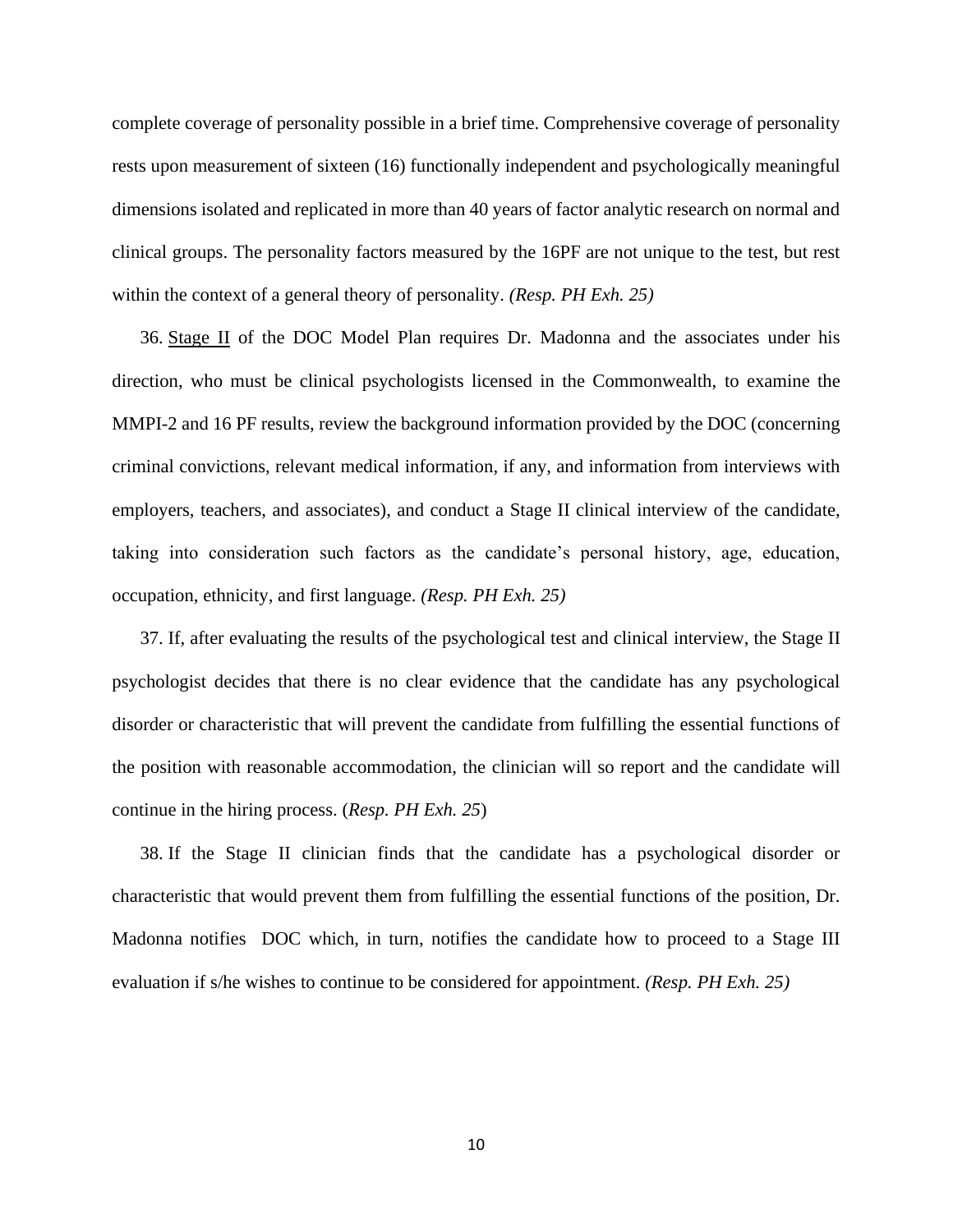complete coverage of personality possible in a brief time. Comprehensive coverage of personality rests upon measurement of sixteen (16) functionally independent and psychologically meaningful dimensions isolated and replicated in more than 40 years of factor analytic research on normal and clinical groups. The personality factors measured by the 16PF are not unique to the test, but rest within the context of a general theory of personality. *(Resp. PH Exh. 25)*

36. Stage II of the DOC Model Plan requires Dr. Madonna and the associates under his direction, who must be clinical psychologists licensed in the Commonwealth, to examine the MMPI-2 and 16 PF results, review the background information provided by the DOC (concerning criminal convictions, relevant medical information, if any, and information from interviews with employers, teachers, and associates), and conduct a Stage II clinical interview of the candidate, taking into consideration such factors as the candidate's personal history, age, education, occupation, ethnicity, and first language. *(Resp. PH Exh. 25)*

37. If, after evaluating the results of the psychological test and clinical interview, the Stage II psychologist decides that there is no clear evidence that the candidate has any psychological disorder or characteristic that will prevent the candidate from fulfilling the essential functions of the position with reasonable accommodation, the clinician will so report and the candidate will continue in the hiring process. (*Resp. PH Exh. 25*)

38. If the Stage II clinician finds that the candidate has a psychological disorder or characteristic that would prevent them from fulfilling the essential functions of the position, Dr. Madonna notifies DOC which, in turn, notifies the candidate how to proceed to a Stage III evaluation if s/he wishes to continue to be considered for appointment. *(Resp. PH Exh. 25)*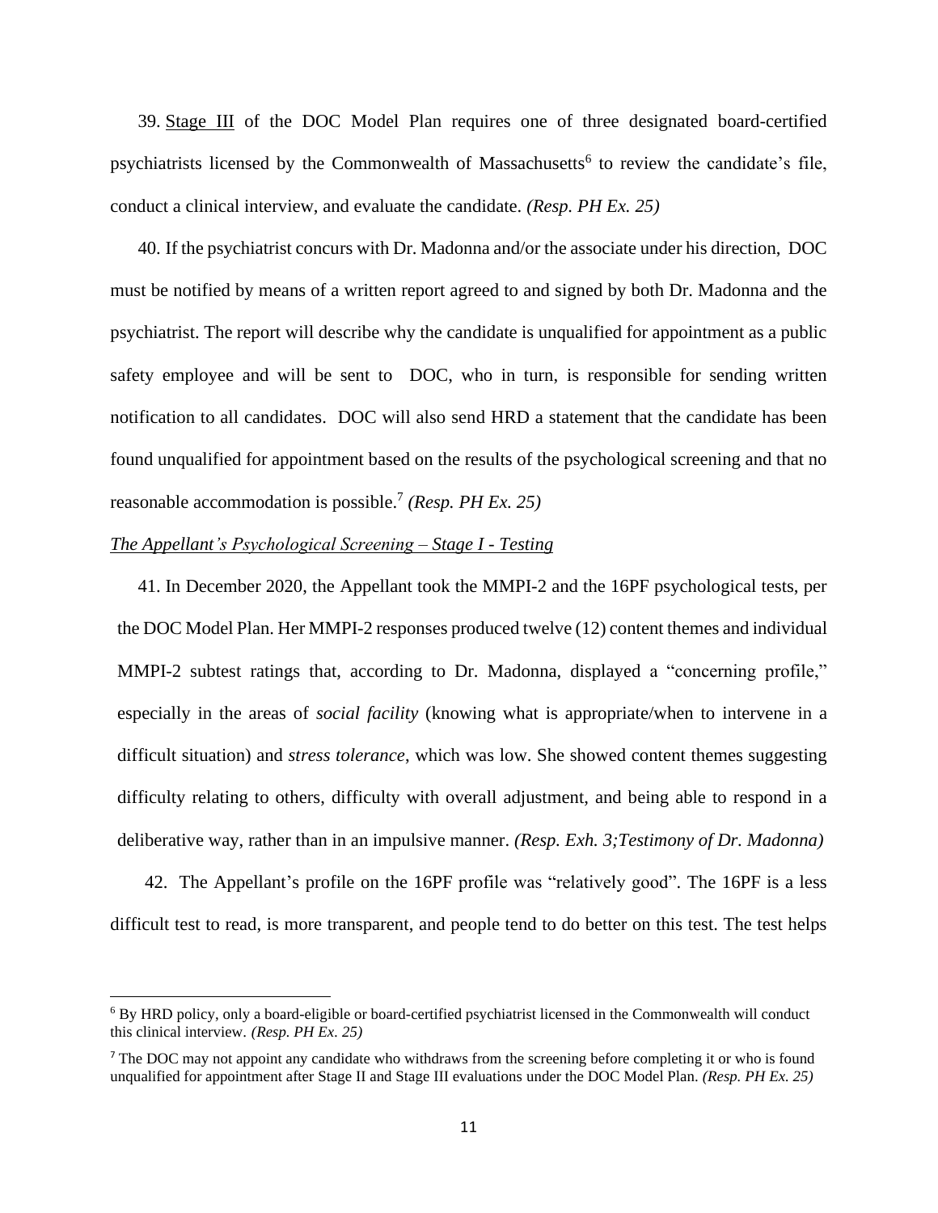39. Stage III of the DOC Model Plan requires one of three designated board-certified psychiatrists licensed by the Commonwealth of Massachusetts[6] to review the candidate's file, conduct a clinical interview, and evaluate the candidate. *(Resp. PH Ex. 25)*

40. If the psychiatrist concurs with Dr. Madonna and/or the associate under his direction, DOC must be notified by means of a written report agreed to and signed by both Dr. Madonna and the psychiatrist. The report will describe why the candidate is unqualified for appointment as a public safety employee and will be sent to DOC, who in turn, is responsible for sending written notification to all candidates. DOC will also send HRD a statement that the candidate has been found unqualified for appointment based on the results of the psychological screening and that no reasonable accommodation is possible.[7] *(Resp. PH Ex. 25)*

*The Appellant's Psychological Screening – Stage I - Testing*

41. In December 2020, the Appellant took the MMPI-2 and the 16PF psychological tests, per the DOC Model Plan. Her MMPI-2 responses produced twelve (12) content themes and individual MMPI-2 subtest ratings that, according to Dr. Madonna, displayed a "concerning profile," especially in the areas of *social facility* (knowing what is appropriate/when to intervene in a difficult situation) and *stress tolerance*, which was low. She showed content themes suggesting difficulty relating to others, difficulty with overall adjustment, and being able to respond in a deliberative way, rather than in an impulsive manner. *(Resp. Exh. 3;Testimony of Dr. Madonna)*

42. The Appellant's profile on the 16PF profile was "relatively good". The 16PF is a less difficult test to read, is more transparent, and people tend to do better on this test. The test helps

[6] By HRD policy, only a board-eligible or board-certified psychiatrist licensed in the Commonwealth will conduct this clinical interview. *(Resp. PH Ex. 25)*

[7] The DOC may not appoint any candidate who withdraws from the screening before completing it or who is found unqualified for appointment after Stage II and Stage III evaluations under the DOC Model Plan. *(Resp. PH Ex. 25)*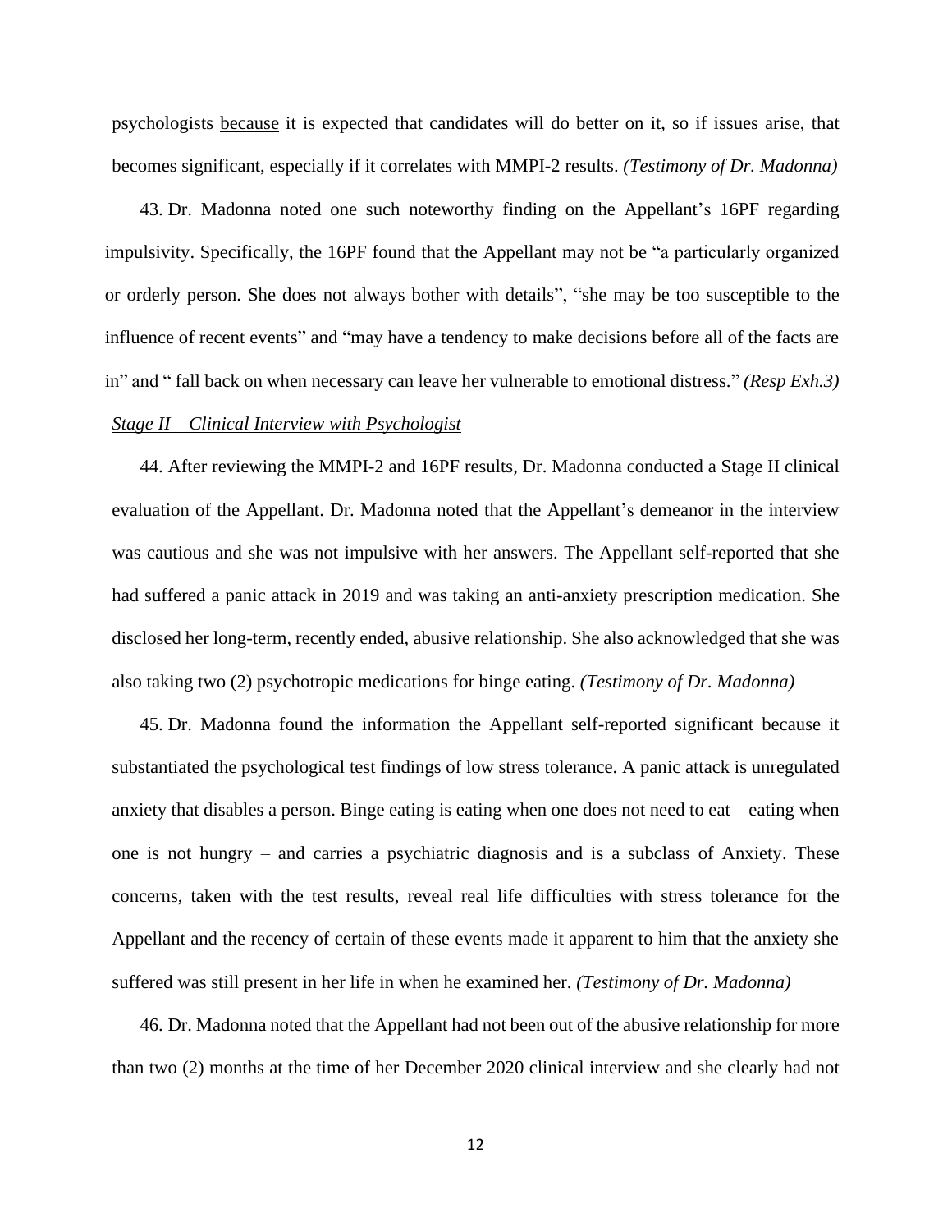psychologists <u>because</u> it is expected that candidates will do better on it, so if issues arise, that becomes significant, especially if it correlates with MMPI-2 results. *(Testimony of Dr. Madonna)*

43. Dr. Madonna noted one such noteworthy finding on the Appellant's 16PF regarding impulsivity. Specifically, the 16PF found that the Appellant may not be "a particularly organized or orderly person. She does not always bother with details", "she may be too susceptible to the influence of recent events" and "may have a tendency to make decisions before all of the facts are in" and " fall back on when necessary can leave her vulnerable to emotional distress." *(Resp Exh.3)*

*<u>Stage II – Clinical Interview with Psychologist</u>*

44. After reviewing the MMPI-2 and 16PF results, Dr. Madonna conducted a Stage II clinical evaluation of the Appellant. Dr. Madonna noted that the Appellant's demeanor in the interview was cautious and she was not impulsive with her answers. The Appellant self-reported that she had suffered a panic attack in 2019 and was taking an anti-anxiety prescription medication. She disclosed her long-term, recently ended, abusive relationship. She also acknowledged that she was also taking two (2) psychotropic medications for binge eating. *(Testimony of Dr. Madonna)*

45. Dr. Madonna found the information the Appellant self-reported significant because it substantiated the psychological test findings of low stress tolerance. A panic attack is unregulated anxiety that disables a person. Binge eating is eating when one does not need to eat – eating when one is not hungry – and carries a psychiatric diagnosis and is a subclass of Anxiety. These concerns, taken with the test results, reveal real life difficulties with stress tolerance for the Appellant and the recency of certain of these events made it apparent to him that the anxiety she suffered was still present in her life in when he examined her. *(Testimony of Dr. Madonna)*

46. Dr. Madonna noted that the Appellant had not been out of the abusive relationship for more than two (2) months at the time of her December 2020 clinical interview and she clearly had not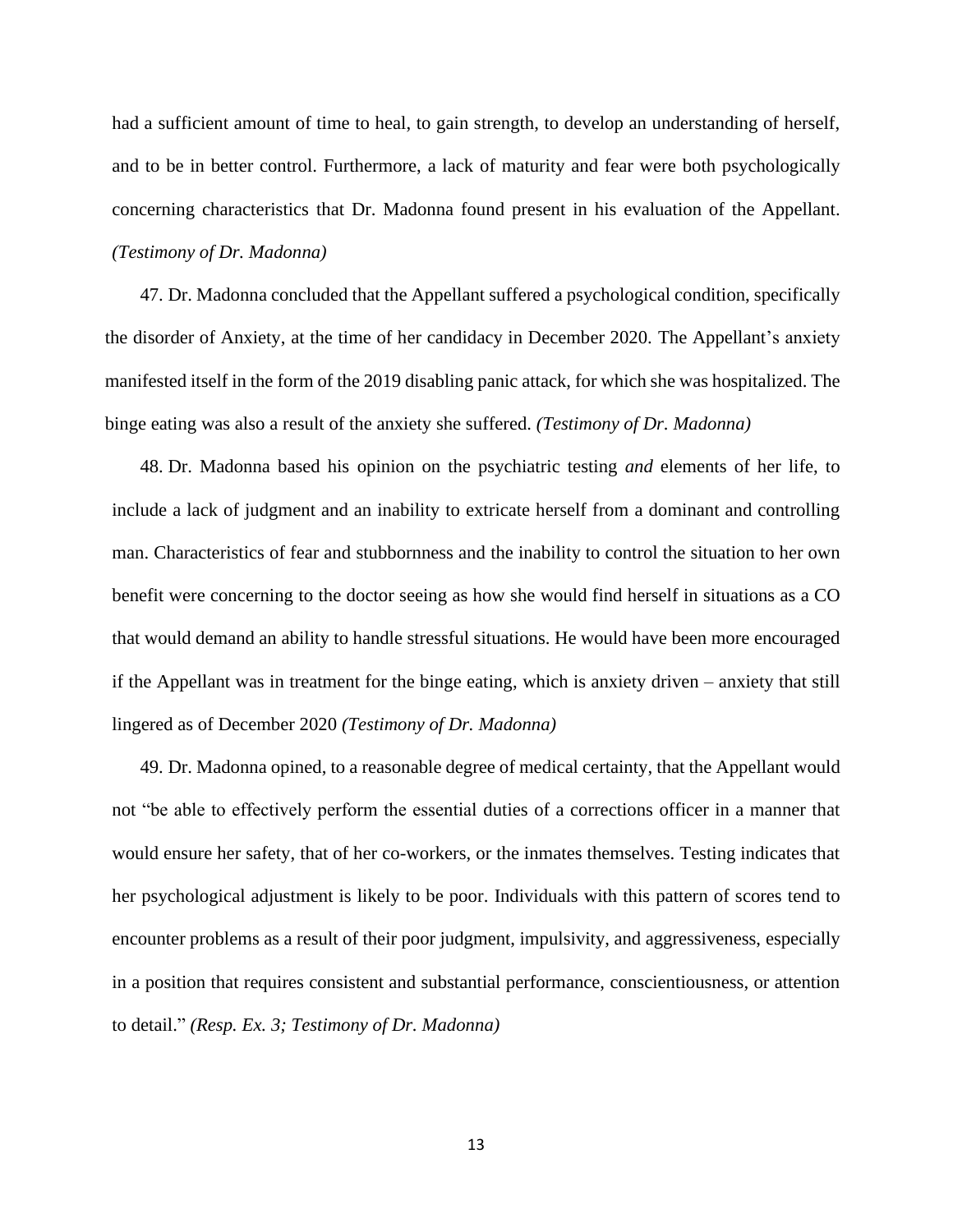had a sufficient amount of time to heal, to gain strength, to develop an understanding of herself, and to be in better control. Furthermore, a lack of maturity and fear were both psychologically concerning characteristics that Dr. Madonna found present in his evaluation of the Appellant. *(Testimony of Dr. Madonna)*

47. Dr. Madonna concluded that the Appellant suffered a psychological condition, specifically the disorder of Anxiety, at the time of her candidacy in December 2020. The Appellant's anxiety manifested itself in the form of the 2019 disabling panic attack, for which she was hospitalized. The binge eating was also a result of the anxiety she suffered. *(Testimony of Dr. Madonna)*

48. Dr. Madonna based his opinion on the psychiatric testing *and* elements of her life, to include a lack of judgment and an inability to extricate herself from a dominant and controlling man. Characteristics of fear and stubbornness and the inability to control the situation to her own benefit were concerning to the doctor seeing as how she would find herself in situations as a CO that would demand an ability to handle stressful situations. He would have been more encouraged if the Appellant was in treatment for the binge eating, which is anxiety driven – anxiety that still lingered as of December 2020 *(Testimony of Dr. Madonna)*

49. Dr. Madonna opined, to a reasonable degree of medical certainty, that the Appellant would not "be able to effectively perform the essential duties of a corrections officer in a manner that would ensure her safety, that of her co-workers, or the inmates themselves. Testing indicates that her psychological adjustment is likely to be poor. Individuals with this pattern of scores tend to encounter problems as a result of their poor judgment, impulsivity, and aggressiveness, especially in a position that requires consistent and substantial performance, conscientiousness, or attention to detail." *(Resp. Ex. 3; Testimony of Dr. Madonna)*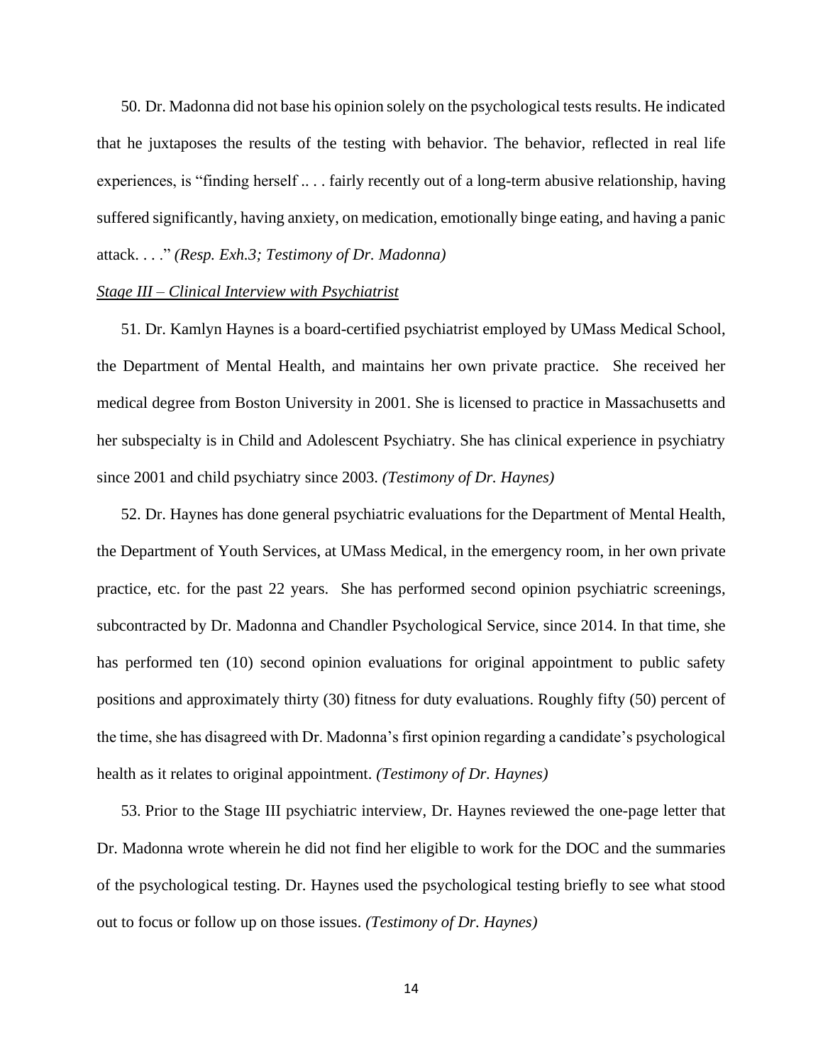50. Dr. Madonna did not base his opinion solely on the psychological tests results. He indicated that he juxtaposes the results of the testing with behavior. The behavior, reflected in real life experiences, is "finding herself .. . . fairly recently out of a long-term abusive relationship, having suffered significantly, having anxiety, on medication, emotionally binge eating, and having a panic attack. . . ." *(Resp. Exh.3; Testimony of Dr. Madonna)*

*Stage III – Clinical Interview with Psychiatrist*

51. Dr. Kamlyn Haynes is a board-certified psychiatrist employed by UMass Medical School, the Department of Mental Health, and maintains her own private practice. She received her medical degree from Boston University in 2001. She is licensed to practice in Massachusetts and her subspecialty is in Child and Adolescent Psychiatry. She has clinical experience in psychiatry since 2001 and child psychiatry since 2003. *(Testimony of Dr. Haynes)*

52. Dr. Haynes has done general psychiatric evaluations for the Department of Mental Health, the Department of Youth Services, at UMass Medical, in the emergency room, in her own private practice, etc. for the past 22 years. She has performed second opinion psychiatric screenings, subcontracted by Dr. Madonna and Chandler Psychological Service, since 2014. In that time, she has performed ten (10) second opinion evaluations for original appointment to public safety positions and approximately thirty (30) fitness for duty evaluations. Roughly fifty (50) percent of the time, she has disagreed with Dr. Madonna's first opinion regarding a candidate's psychological health as it relates to original appointment. *(Testimony of Dr. Haynes)*

53. Prior to the Stage III psychiatric interview, Dr. Haynes reviewed the one-page letter that Dr. Madonna wrote wherein he did not find her eligible to work for the DOC and the summaries of the psychological testing. Dr. Haynes used the psychological testing briefly to see what stood out to focus or follow up on those issues. *(Testimony of Dr. Haynes)*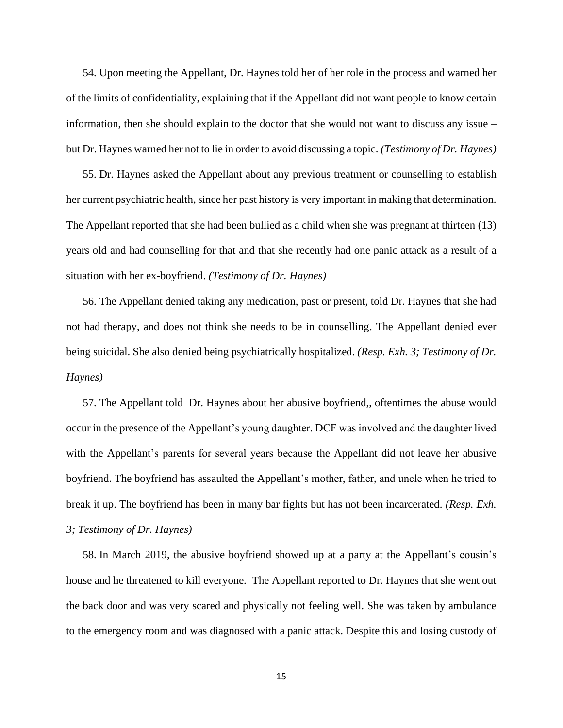54. Upon meeting the Appellant, Dr. Haynes told her of her role in the process and warned her of the limits of confidentiality, explaining that if the Appellant did not want people to know certain information, then she should explain to the doctor that she would not want to discuss any issue – but Dr. Haynes warned her not to lie in order to avoid discussing a topic. *(Testimony of Dr. Haynes)*

55. Dr. Haynes asked the Appellant about any previous treatment or counselling to establish her current psychiatric health, since her past history is very important in making that determination. The Appellant reported that she had been bullied as a child when she was pregnant at thirteen (13) years old and had counselling for that and that she recently had one panic attack as a result of a situation with her ex-boyfriend. *(Testimony of Dr. Haynes)*

56. The Appellant denied taking any medication, past or present, told Dr. Haynes that she had not had therapy, and does not think she needs to be in counselling. The Appellant denied ever being suicidal. She also denied being psychiatrically hospitalized. *(Resp. Exh. 3; Testimony of Dr. Haynes)*

57. The Appellant told Dr. Haynes about her abusive boyfriend,, oftentimes the abuse would occur in the presence of the Appellant's young daughter. DCF was involved and the daughter lived with the Appellant's parents for several years because the Appellant did not leave her abusive boyfriend. The boyfriend has assaulted the Appellant's mother, father, and uncle when he tried to break it up. The boyfriend has been in many bar fights but has not been incarcerated. *(Resp. Exh. 3; Testimony of Dr. Haynes)*

58. In March 2019, the abusive boyfriend showed up at a party at the Appellant's cousin's house and he threatened to kill everyone. The Appellant reported to Dr. Haynes that she went out the back door and was very scared and physically not feeling well. She was taken by ambulance to the emergency room and was diagnosed with a panic attack. Despite this and losing custody of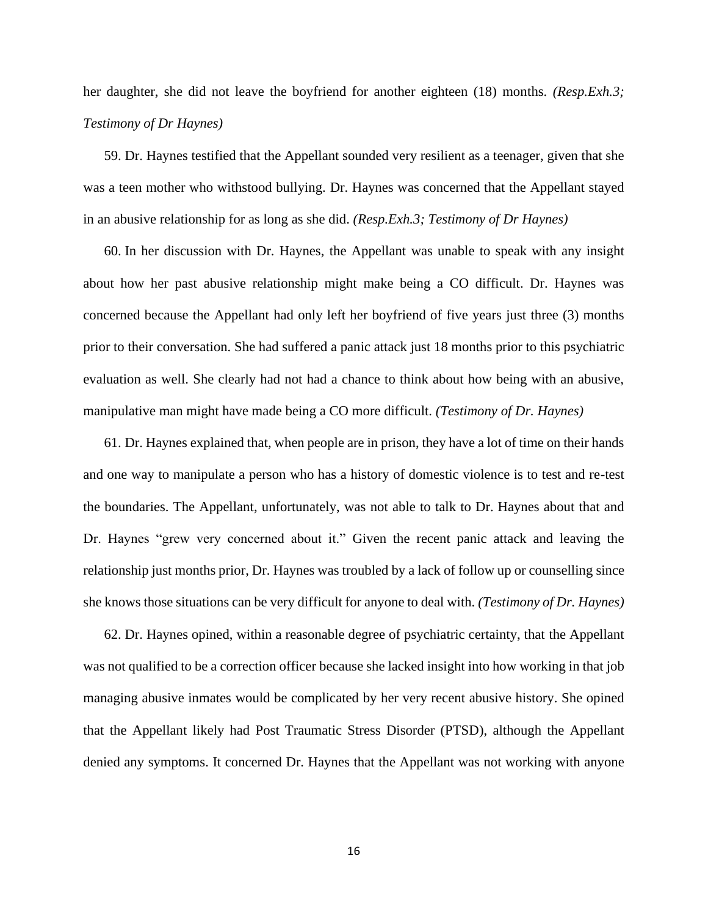her daughter, she did not leave the boyfriend for another eighteen (18) months. *(Resp.Exh.3; Testimony of Dr Haynes)*

59. Dr. Haynes testified that the Appellant sounded very resilient as a teenager, given that she was a teen mother who withstood bullying. Dr. Haynes was concerned that the Appellant stayed in an abusive relationship for as long as she did. *(Resp.Exh.3; Testimony of Dr Haynes)*

60. In her discussion with Dr. Haynes, the Appellant was unable to speak with any insight about how her past abusive relationship might make being a CO difficult. Dr. Haynes was concerned because the Appellant had only left her boyfriend of five years just three (3) months prior to their conversation. She had suffered a panic attack just 18 months prior to this psychiatric evaluation as well. She clearly had not had a chance to think about how being with an abusive, manipulative man might have made being a CO more difficult. *(Testimony of Dr. Haynes)*

61. Dr. Haynes explained that, when people are in prison, they have a lot of time on their hands and one way to manipulate a person who has a history of domestic violence is to test and re-test the boundaries. The Appellant, unfortunately, was not able to talk to Dr. Haynes about that and Dr. Haynes "grew very concerned about it." Given the recent panic attack and leaving the relationship just months prior, Dr. Haynes was troubled by a lack of follow up or counselling since she knows those situations can be very difficult for anyone to deal with. *(Testimony of Dr. Haynes)*

62. Dr. Haynes opined, within a reasonable degree of psychiatric certainty, that the Appellant was not qualified to be a correction officer because she lacked insight into how working in that job managing abusive inmates would be complicated by her very recent abusive history. She opined that the Appellant likely had Post Traumatic Stress Disorder (PTSD), although the Appellant denied any symptoms. It concerned Dr. Haynes that the Appellant was not working with anyone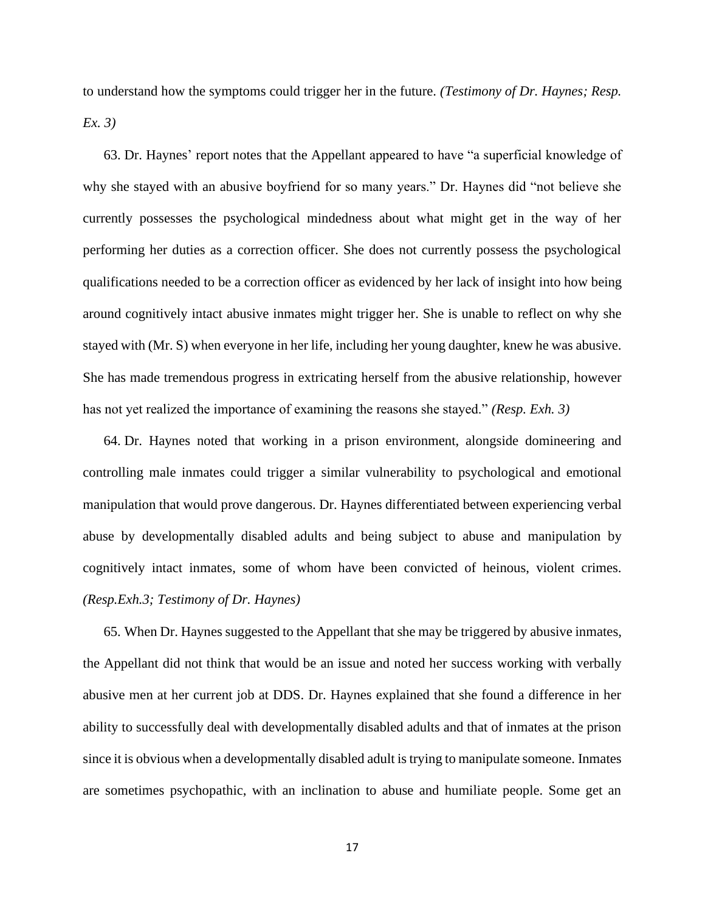to understand how the symptoms could trigger her in the future. *(Testimony of Dr. Haynes; Resp. Ex. 3)*

63. Dr. Haynes' report notes that the Appellant appeared to have "a superficial knowledge of why she stayed with an abusive boyfriend for so many years." Dr. Haynes did "not believe she currently possesses the psychological mindedness about what might get in the way of her performing her duties as a correction officer. She does not currently possess the psychological qualifications needed to be a correction officer as evidenced by her lack of insight into how being around cognitively intact abusive inmates might trigger her. She is unable to reflect on why she stayed with (Mr. S) when everyone in her life, including her young daughter, knew he was abusive. She has made tremendous progress in extricating herself from the abusive relationship, however has not yet realized the importance of examining the reasons she stayed." *(Resp. Exh. 3)*

64. Dr. Haynes noted that working in a prison environment, alongside domineering and controlling male inmates could trigger a similar vulnerability to psychological and emotional manipulation that would prove dangerous. Dr. Haynes differentiated between experiencing verbal abuse by developmentally disabled adults and being subject to abuse and manipulation by cognitively intact inmates, some of whom have been convicted of heinous, violent crimes. *(Resp.Exh.3; Testimony of Dr. Haynes)*

65. When Dr. Haynes suggested to the Appellant that she may be triggered by abusive inmates, the Appellant did not think that would be an issue and noted her success working with verbally abusive men at her current job at DDS. Dr. Haynes explained that she found a difference in her ability to successfully deal with developmentally disabled adults and that of inmates at the prison since it is obvious when a developmentally disabled adult is trying to manipulate someone. Inmates are sometimes psychopathic, with an inclination to abuse and humiliate people. Some get an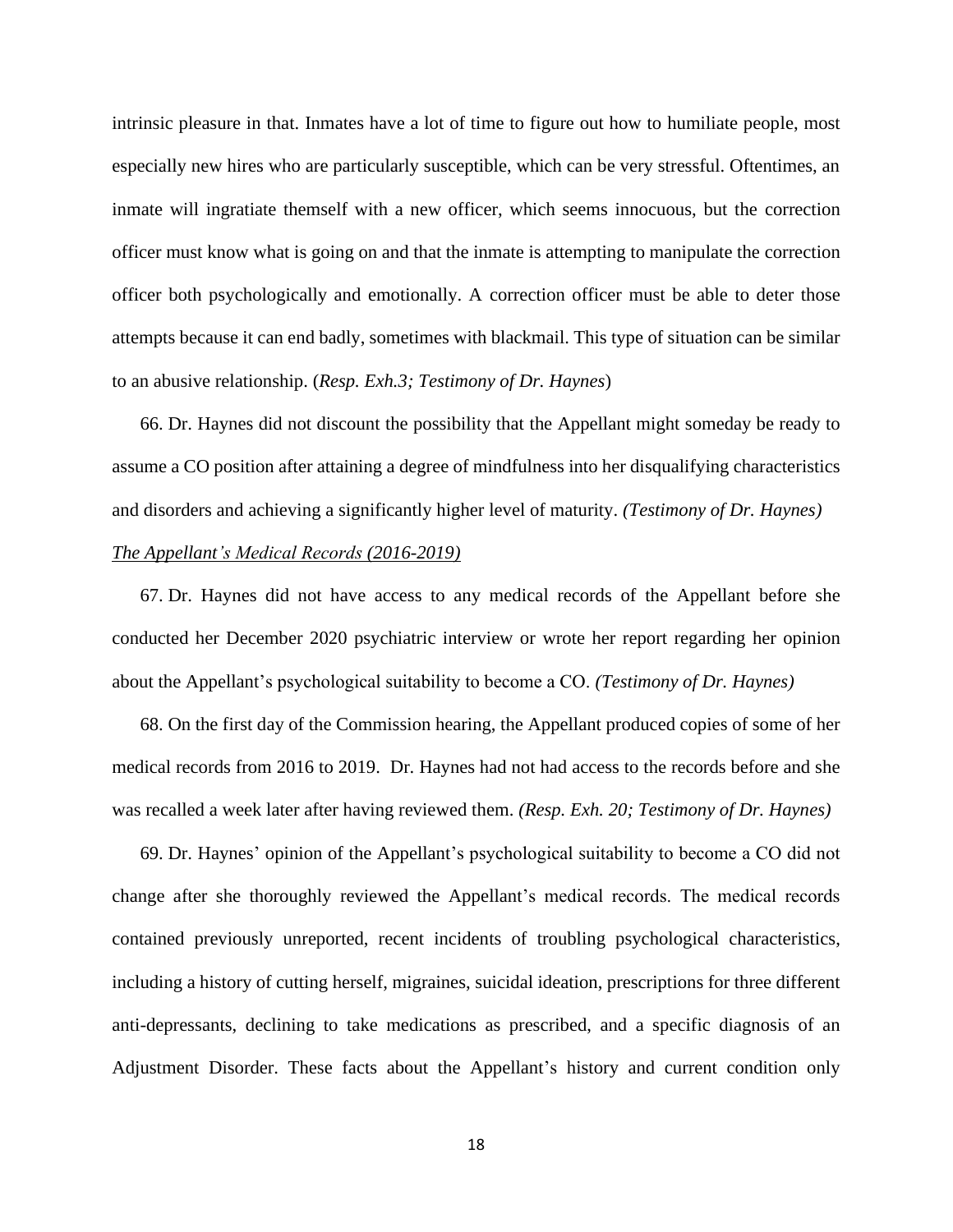intrinsic pleasure in that. Inmates have a lot of time to figure out how to humiliate people, most especially new hires who are particularly susceptible, which can be very stressful. Oftentimes, an inmate will ingratiate themself with a new officer, which seems innocuous, but the correction officer must know what is going on and that the inmate is attempting to manipulate the correction officer both psychologically and emotionally. A correction officer must be able to deter those attempts because it can end badly, sometimes with blackmail. This type of situation can be similar to an abusive relationship. (*Resp. Exh.3; Testimony of Dr. Haynes*)

66. Dr. Haynes did not discount the possibility that the Appellant might someday be ready to assume a CO position after attaining a degree of mindfulness into her disqualifying characteristics and disorders and achieving a significantly higher level of maturity. *(Testimony of Dr. Haynes)*

*<u>The Appellant's Medical Records (2016-2019)</u>*

67. Dr. Haynes did not have access to any medical records of the Appellant before she conducted her December 2020 psychiatric interview or wrote her report regarding her opinion about the Appellant's psychological suitability to become a CO. *(Testimony of Dr. Haynes)*

68. On the first day of the Commission hearing, the Appellant produced copies of some of her medical records from 2016 to 2019. Dr. Haynes had not had access to the records before and she was recalled a week later after having reviewed them. *(Resp. Exh. 20; Testimony of Dr. Haynes)*

69. Dr. Haynes' opinion of the Appellant's psychological suitability to become a CO did not change after she thoroughly reviewed the Appellant's medical records. The medical records contained previously unreported, recent incidents of troubling psychological characteristics, including a history of cutting herself, migraines, suicidal ideation, prescriptions for three different anti-depressants, declining to take medications as prescribed, and a specific diagnosis of an Adjustment Disorder. These facts about the Appellant's history and current condition only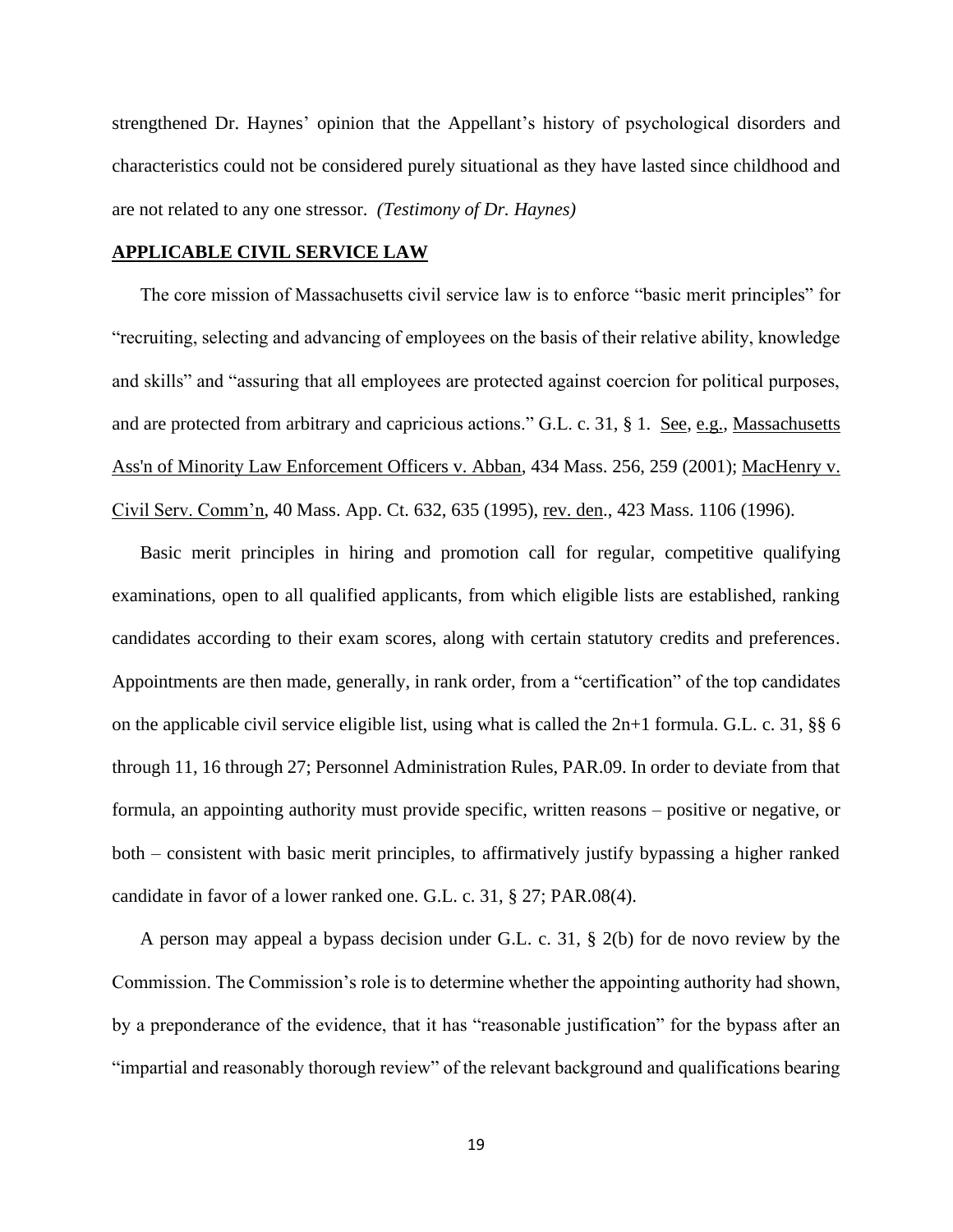strengthened Dr. Haynes' opinion that the Appellant's history of psychological disorders and characteristics could not be considered purely situational as they have lasted since childhood and are not related to any one stressor. *(Testimony of Dr. Haynes)*

## APPLICABLE CIVIL SERVICE LAW

The core mission of Massachusetts civil service law is to enforce "basic merit principles" for "recruiting, selecting and advancing of employees on the basis of their relative ability, knowledge and skills" and "assuring that all employees are protected against coercion for political purposes, and are protected from arbitrary and capricious actions." G.L. c. 31, § 1. See, e.g., Massachusetts Ass'n of Minority Law Enforcement Officers v. Abban, 434 Mass. 256, 259 (2001); MacHenry v. Civil Serv. Comm'n, 40 Mass. App. Ct. 632, 635 (1995), rev. den., 423 Mass. 1106 (1996).

Basic merit principles in hiring and promotion call for regular, competitive qualifying examinations, open to all qualified applicants, from which eligible lists are established, ranking candidates according to their exam scores, along with certain statutory credits and preferences. Appointments are then made, generally, in rank order, from a "certification" of the top candidates on the applicable civil service eligible list, using what is called the 2n+1 formula. G.L. c. 31, §§ 6 through 11, 16 through 27; Personnel Administration Rules, PAR.09. In order to deviate from that formula, an appointing authority must provide specific, written reasons – positive or negative, or both – consistent with basic merit principles, to affirmatively justify bypassing a higher ranked candidate in favor of a lower ranked one. G.L. c. 31, § 27; PAR.08(4).

A person may appeal a bypass decision under G.L. c. 31, § 2(b) for de novo review by the Commission. The Commission's role is to determine whether the appointing authority had shown, by a preponderance of the evidence, that it has "reasonable justification" for the bypass after an "impartial and reasonably thorough review" of the relevant background and qualifications bearing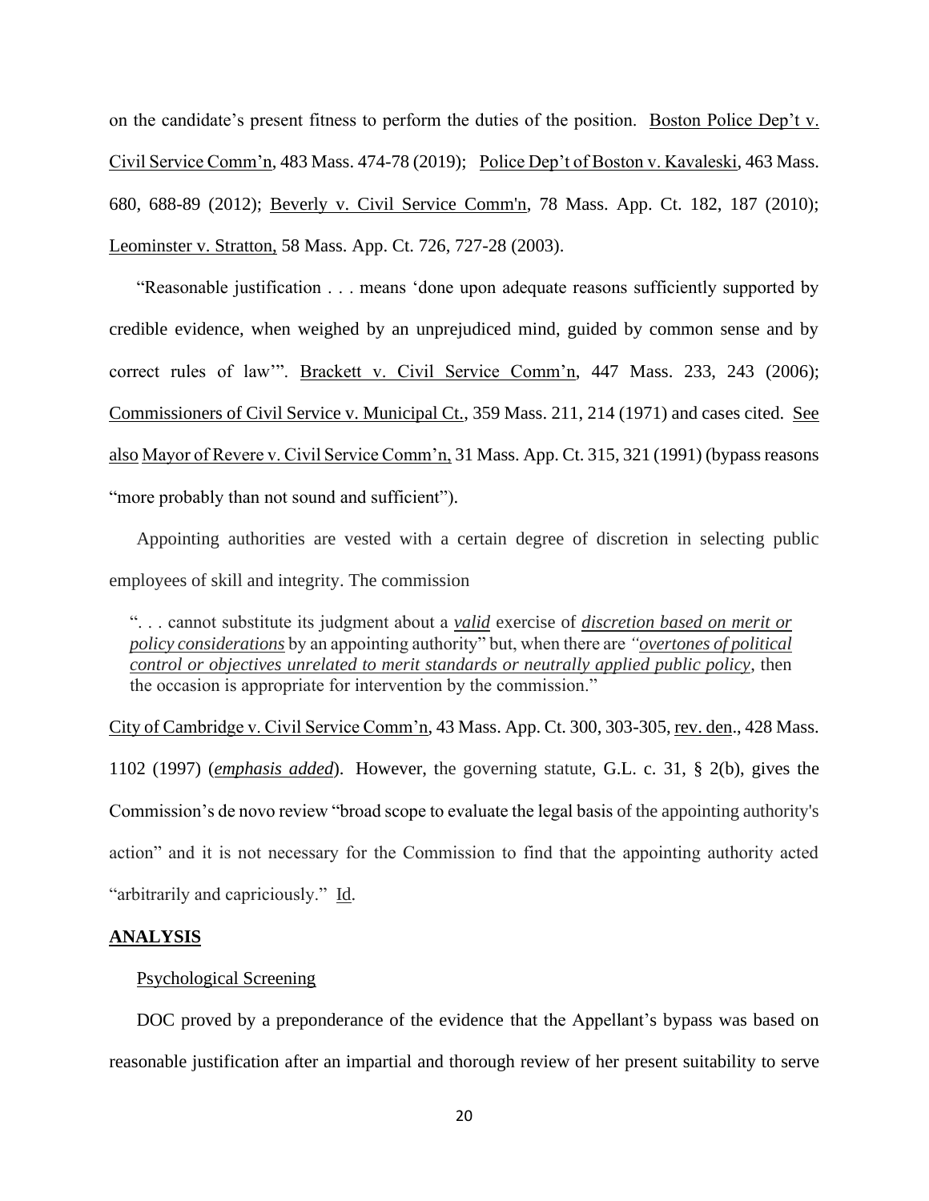on the candidate's present fitness to perform the duties of the position. Boston Police Dep't v. Civil Service Comm'n, 483 Mass. 474-78 (2019); Police Dep't of Boston v. Kavaleski, 463 Mass. 680, 688-89 (2012); Beverly v. Civil Service Comm'n, 78 Mass. App. Ct. 182, 187 (2010); Leominster v. Stratton, 58 Mass. App. Ct. 726, 727-28 (2003).

"Reasonable justification . . . means 'done upon adequate reasons sufficiently supported by credible evidence, when weighed by an unprejudiced mind, guided by common sense and by correct rules of law'". Brackett v. Civil Service Comm'n, 447 Mass. 233, 243 (2006); Commissioners of Civil Service v. Municipal Ct., 359 Mass. 211, 214 (1971) and cases cited. See also Mayor of Revere v. Civil Service Comm'n, 31 Mass. App. Ct. 315, 321 (1991) (bypass reasons "more probably than not sound and sufficient").

Appointing authorities are vested with a certain degree of discretion in selecting public employees of skill and integrity. The commission

> ". . . cannot substitute its judgment about a ***valid*** exercise of ***discretion based on merit or policy considerations*** by an appointing authority" but, when there are *"**overtones of political control or objectives unrelated to merit standards or neutrally applied public policy**"*, then the occasion is appropriate for intervention by the commission."

City of Cambridge v. Civil Service Comm'n, 43 Mass. App. Ct. 300, 303-305, rev. den., 428 Mass. 1102 (1997) (***emphasis added***). However, the governing statute, G.L. c. 31, § 2(b), gives the Commission's de novo review "broad scope to evaluate the legal basis of the appointing authority's action" and it is not necessary for the Commission to find that the appointing authority acted "arbitrarily and capriciously." Id.

## ANALYSIS

### Psychological Screening

DOC proved by a preponderance of the evidence that the Appellant's bypass was based on reasonable justification after an impartial and thorough review of her present suitability to serve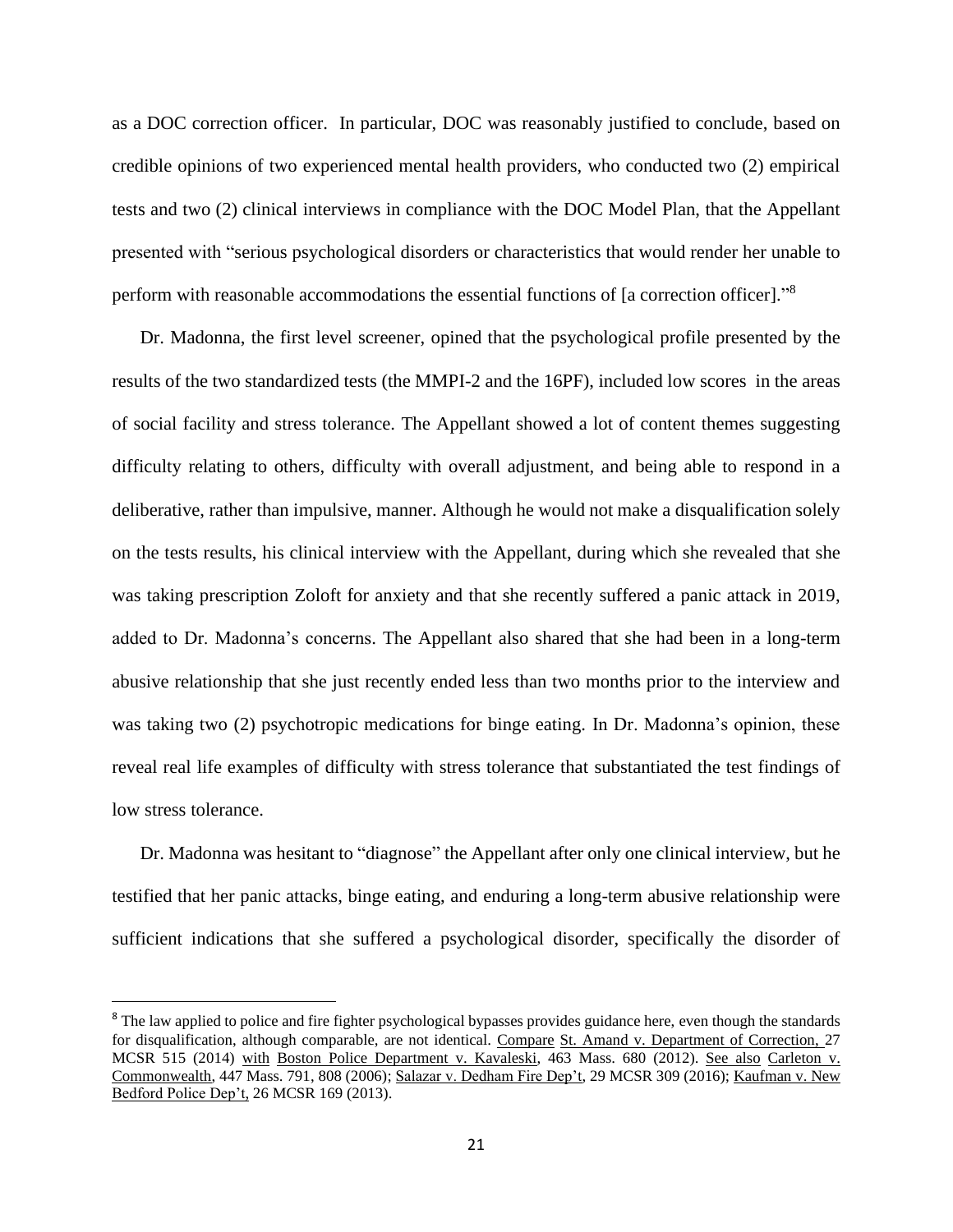as a DOC correction officer. In particular, DOC was reasonably justified to conclude, based on credible opinions of two experienced mental health providers, who conducted two (2) empirical tests and two (2) clinical interviews in compliance with the DOC Model Plan, that the Appellant presented with "serious psychological disorders or characteristics that would render her unable to perform with reasonable accommodations the essential functions of [a correction officer]."[8]

Dr. Madonna, the first level screener, opined that the psychological profile presented by the results of the two standardized tests (the MMPI-2 and the 16PF), included low scores in the areas of social facility and stress tolerance. The Appellant showed a lot of content themes suggesting difficulty relating to others, difficulty with overall adjustment, and being able to respond in a deliberative, rather than impulsive, manner. Although he would not make a disqualification solely on the tests results, his clinical interview with the Appellant, during which she revealed that she was taking prescription Zoloft for anxiety and that she recently suffered a panic attack in 2019, added to Dr. Madonna's concerns. The Appellant also shared that she had been in a long-term abusive relationship that she just recently ended less than two months prior to the interview and was taking two (2) psychotropic medications for binge eating. In Dr. Madonna's opinion, these reveal real life examples of difficulty with stress tolerance that substantiated the test findings of low stress tolerance.

Dr. Madonna was hesitant to "diagnose" the Appellant after only one clinical interview, but he testified that her panic attacks, binge eating, and enduring a long-term abusive relationship were sufficient indications that she suffered a psychological disorder, specifically the disorder of

---

[8] The law applied to police and fire fighter psychological bypasses provides guidance here, even though the standards for disqualification, although comparable, are not identical. Compare St. Amand v. Department of Correction, 27 MCSR 515 (2014) with Boston Police Department v. Kavaleski, 463 Mass. 680 (2012). See also Carleton v. Commonwealth, 447 Mass. 791, 808 (2006); Salazar v. Dedham Fire Dep't, 29 MCSR 309 (2016); Kaufman v. New Bedford Police Dep't, 26 MCSR 169 (2013).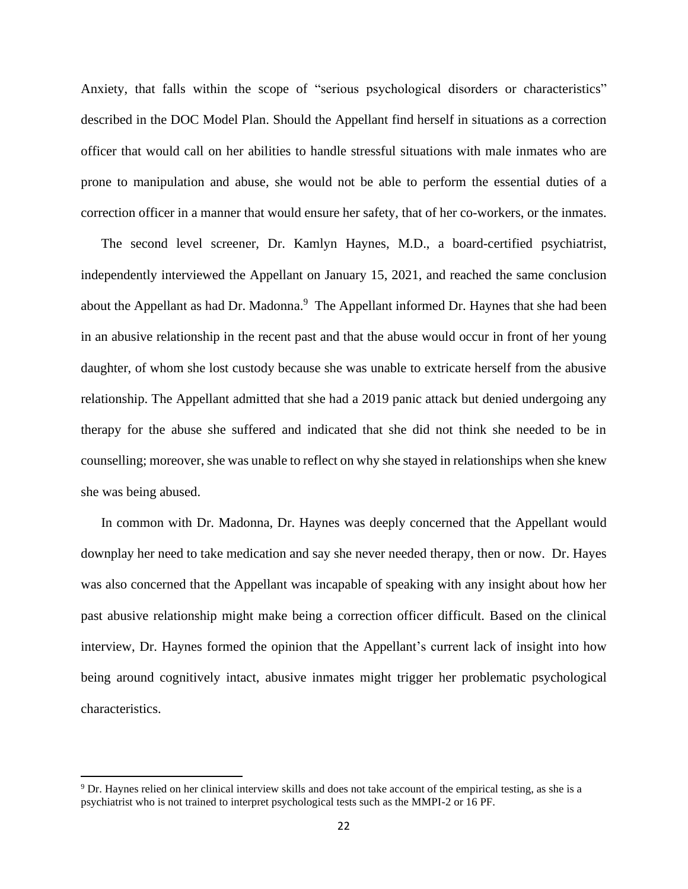Anxiety, that falls within the scope of "serious psychological disorders or characteristics" described in the DOC Model Plan. Should the Appellant find herself in situations as a correction officer that would call on her abilities to handle stressful situations with male inmates who are prone to manipulation and abuse, she would not be able to perform the essential duties of a correction officer in a manner that would ensure her safety, that of her co-workers, or the inmates.

The second level screener, Dr. Kamlyn Haynes, M.D., a board-certified psychiatrist, independently interviewed the Appellant on January 15, 2021, and reached the same conclusion about the Appellant as had Dr. Madonna.[9] The Appellant informed Dr. Haynes that she had been in an abusive relationship in the recent past and that the abuse would occur in front of her young daughter, of whom she lost custody because she was unable to extricate herself from the abusive relationship. The Appellant admitted that she had a 2019 panic attack but denied undergoing any therapy for the abuse she suffered and indicated that she did not think she needed to be in counselling; moreover, she was unable to reflect on why she stayed in relationships when she knew she was being abused.

In common with Dr. Madonna, Dr. Haynes was deeply concerned that the Appellant would downplay her need to take medication and say she never needed therapy, then or now. Dr. Hayes was also concerned that the Appellant was incapable of speaking with any insight about how her past abusive relationship might make being a correction officer difficult. Based on the clinical interview, Dr. Haynes formed the opinion that the Appellant's current lack of insight into how being around cognitively intact, abusive inmates might trigger her problematic psychological characteristics.

[9] Dr. Haynes relied on her clinical interview skills and does not take account of the empirical testing, as she is a psychiatrist who is not trained to interpret psychological tests such as the MMPI-2 or 16 PF.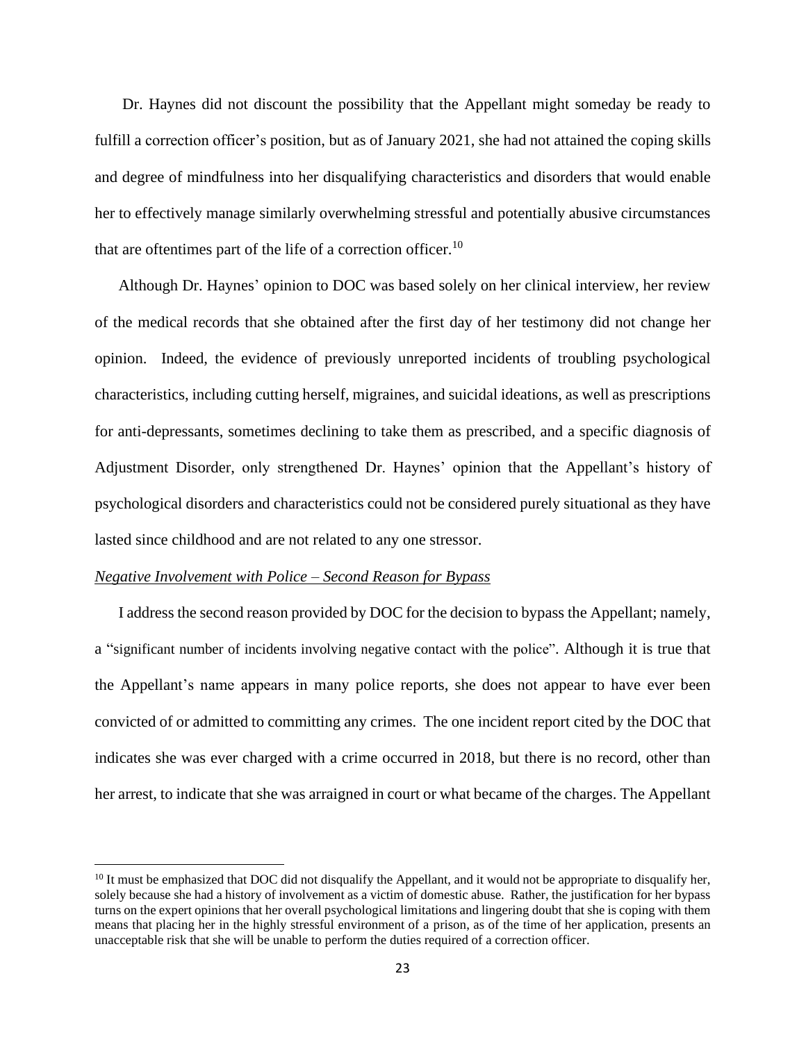Dr. Haynes did not discount the possibility that the Appellant might someday be ready to fulfill a correction officer's position, but as of January 2021, she had not attained the coping skills and degree of mindfulness into her disqualifying characteristics and disorders that would enable her to effectively manage similarly overwhelming stressful and potentially abusive circumstances that are oftentimes part of the life of a correction officer.[10]

Although Dr. Haynes' opinion to DOC was based solely on her clinical interview, her review of the medical records that she obtained after the first day of her testimony did not change her opinion. Indeed, the evidence of previously unreported incidents of troubling psychological characteristics, including cutting herself, migraines, and suicidal ideations, as well as prescriptions for anti-depressants, sometimes declining to take them as prescribed, and a specific diagnosis of Adjustment Disorder, only strengthened Dr. Haynes' opinion that the Appellant's history of psychological disorders and characteristics could not be considered purely situational as they have lasted since childhood and are not related to any one stressor.

*Negative Involvement with Police – Second Reason for Bypass*

I address the second reason provided by DOC for the decision to bypass the Appellant; namely, a "significant number of incidents involving negative contact with the police". Although it is true that the Appellant's name appears in many police reports, she does not appear to have ever been convicted of or admitted to committing any crimes. The one incident report cited by the DOC that indicates she was ever charged with a crime occurred in 2018, but there is no record, other than her arrest, to indicate that she was arraigned in court or what became of the charges. The Appellant

[10] It must be emphasized that DOC did not disqualify the Appellant, and it would not be appropriate to disqualify her, solely because she had a history of involvement as a victim of domestic abuse. Rather, the justification for her bypass turns on the expert opinions that her overall psychological limitations and lingering doubt that she is coping with them means that placing her in the highly stressful environment of a prison, as of the time of her application, presents an unacceptable risk that she will be unable to perform the duties required of a correction officer.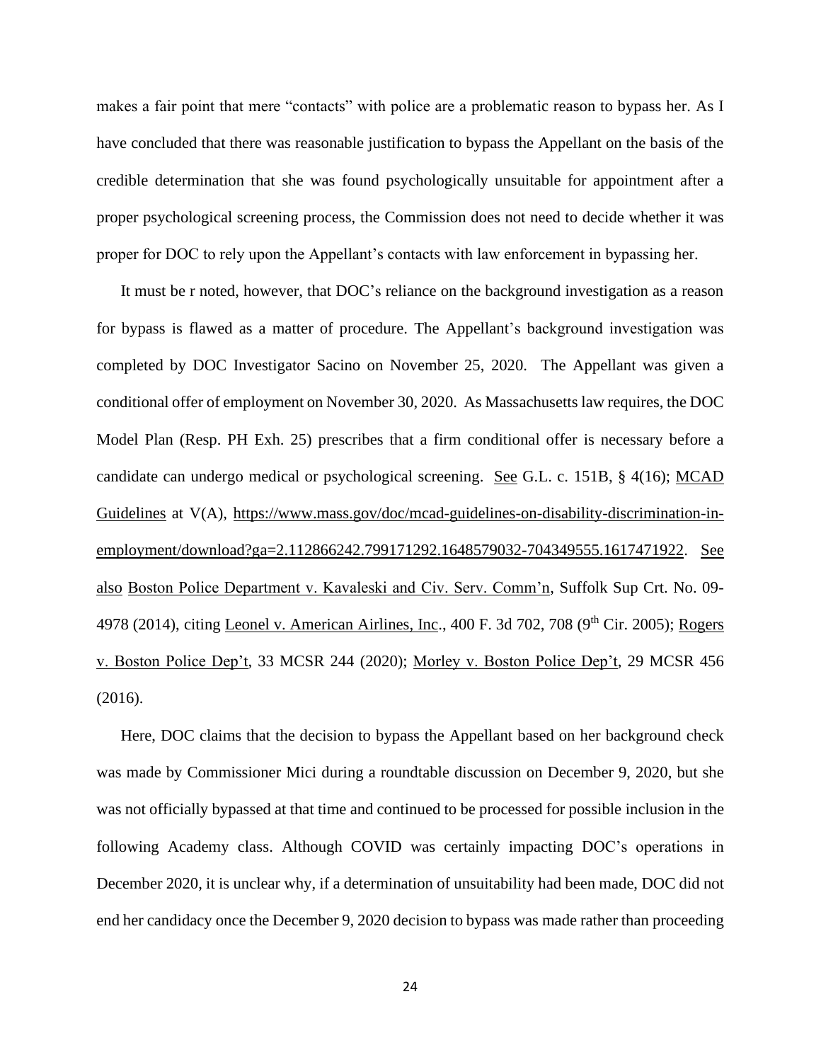makes a fair point that mere "contacts" with police are a problematic reason to bypass her. As I have concluded that there was reasonable justification to bypass the Appellant on the basis of the credible determination that she was found psychologically unsuitable for appointment after a proper psychological screening process, the Commission does not need to decide whether it was proper for DOC to rely upon the Appellant's contacts with law enforcement in bypassing her.

It must be r noted, however, that DOC's reliance on the background investigation as a reason for bypass is flawed as a matter of procedure. The Appellant's background investigation was completed by DOC Investigator Sacino on November 25, 2020. The Appellant was given a conditional offer of employment on November 30, 2020. As Massachusetts law requires, the DOC Model Plan (Resp. PH Exh. 25) prescribes that a firm conditional offer is necessary before a candidate can undergo medical or psychological screening. See G.L. c. 151B, § 4(16); MCAD Guidelines at V(A), https://www.mass.gov/doc/mcad-guidelines-on-disability-discrimination-in-employment/download?ga=2.112866242.799171292.1648579032-704349555.1617471922. See also Boston Police Department v. Kavaleski and Civ. Serv. Comm'n, Suffolk Sup Crt. No. 09-4978 (2014), citing Leonel v. American Airlines, Inc., 400 F. 3d 702, 708 (9th Cir. 2005); Rogers v. Boston Police Dep't, 33 MCSR 244 (2020); Morley v. Boston Police Dep't, 29 MCSR 456 (2016).

Here, DOC claims that the decision to bypass the Appellant based on her background check was made by Commissioner Mici during a roundtable discussion on December 9, 2020, but she was not officially bypassed at that time and continued to be processed for possible inclusion in the following Academy class. Although COVID was certainly impacting DOC's operations in December 2020, it is unclear why, if a determination of unsuitability had been made, DOC did not end her candidacy once the December 9, 2020 decision to bypass was made rather than proceeding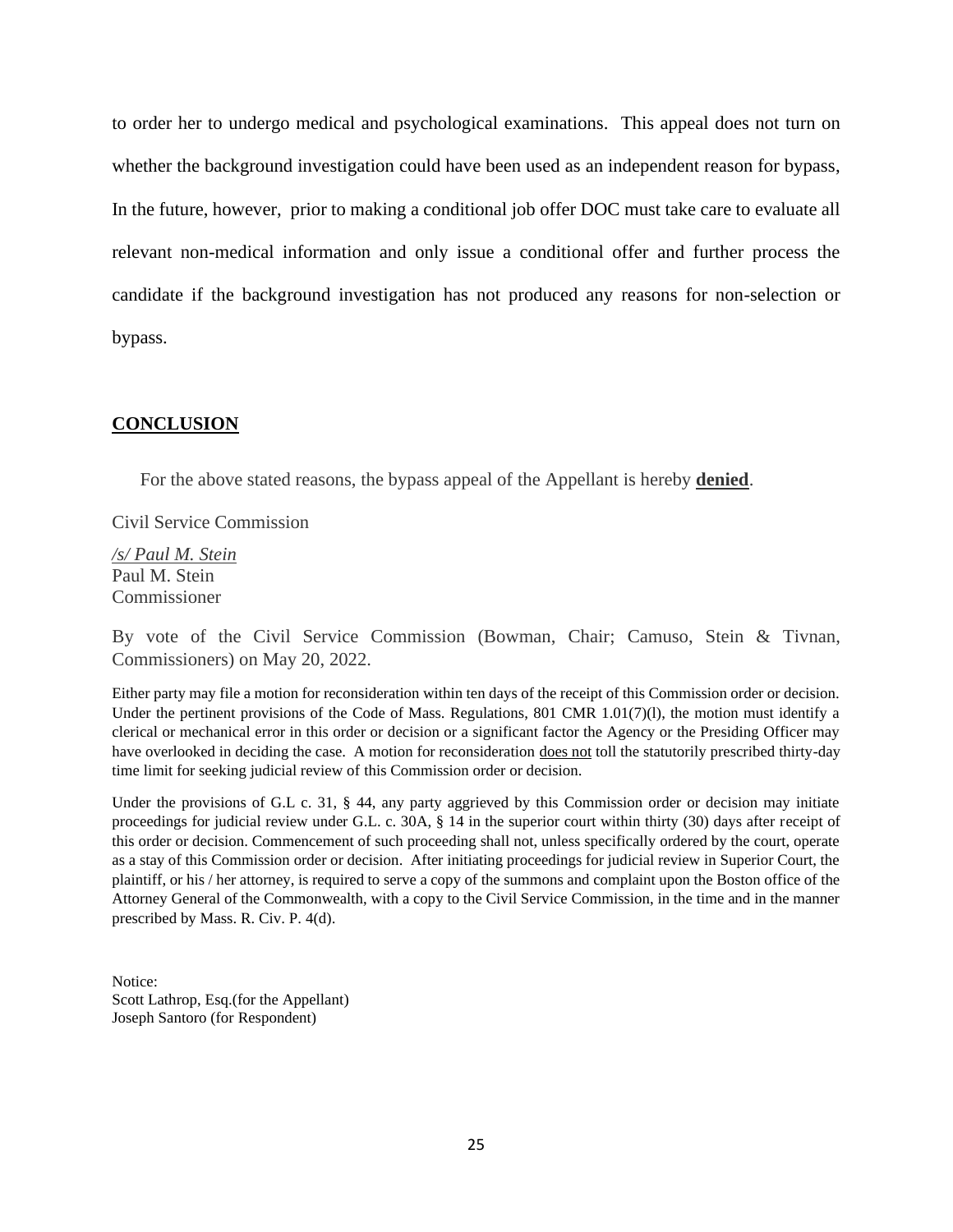to order her to undergo medical and psychological examinations. This appeal does not turn on whether the background investigation could have been used as an independent reason for bypass, In the future, however, prior to making a conditional job offer DOC must take care to evaluate all relevant non-medical information and only issue a conditional offer and further process the candidate if the background investigation has not produced any reasons for non-selection or bypass.

## CONCLUSION

For the above stated reasons, the bypass appeal of the Appellant is hereby **denied**.

Civil Service Commission

*/s/ Paul M. Stein*
Paul M. Stein
Commissioner

By vote of the Civil Service Commission (Bowman, Chair; Camuso, Stein & Tivnan, Commissioners) on May 20, 2022.

Either party may file a motion for reconsideration within ten days of the receipt of this Commission order or decision. Under the pertinent provisions of the Code of Mass. Regulations, 801 CMR 1.01(7)(l), the motion must identify a clerical or mechanical error in this order or decision or a significant factor the Agency or the Presiding Officer may have overlooked in deciding the case. A motion for reconsideration does not toll the statutorily prescribed thirty-day time limit for seeking judicial review of this Commission order or decision.

Under the provisions of G.L c. 31, § 44, any party aggrieved by this Commission order or decision may initiate proceedings for judicial review under G.L. c. 30A, § 14 in the superior court within thirty (30) days after receipt of this order or decision. Commencement of such proceeding shall not, unless specifically ordered by the court, operate as a stay of this Commission order or decision. After initiating proceedings for judicial review in Superior Court, the plaintiff, or his / her attorney, is required to serve a copy of the summons and complaint upon the Boston office of the Attorney General of the Commonwealth, with a copy to the Civil Service Commission, in the time and in the manner prescribed by Mass. R. Civ. P. 4(d).

Notice:
Scott Lathrop, Esq.(for the Appellant)
Joseph Santoro (for Respondent)